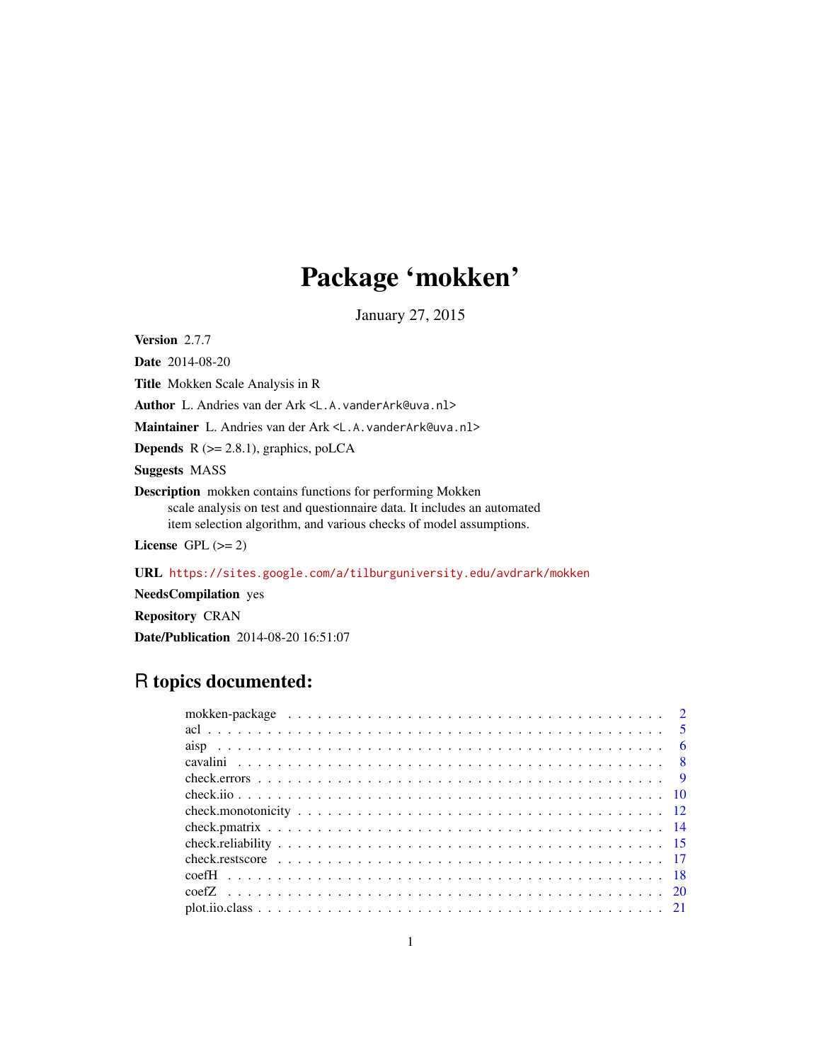# Package 'mokken'

January 27, 2015

**Version** 2.7.7

**Date** 2014-08-20

**Title** Mokken Scale Analysis in R

**Author** L. Andries van der Ark <L.A.vanderArk@uva.nl>

**Maintainer** L. Andries van der Ark <L.A.vanderArk@uva.nl>

**Depends** R (>= 2.8.1), graphics, poLCA

**Suggests** MASS

**Description** mokken contains functions for performing Mokken scale analysis on test and questionnaire data. It includes an automated item selection algorithm, and various checks of model assumptions.

**License** GPL (>= 2)

**URL** https://sites.google.com/a/tilburguniversity.edu/avdrark/mokken

**NeedsCompilation** yes

**Repository** CRAN

**Date/Publication** 2014-08-20 16:51:07

## R topics documented:

| | |
|---|---|
| mokken-package | 2 |
| acl | 5 |
| aisp | 6 |
| cavalini | 8 |
| check.errors | 9 |
| check.iio | 10 |
| check.monotonicity | 12 |
| check.pmatrix | 14 |
| check.reliability | 15 |
| check.restscore | 17 |
| coefH | 18 |
| coefZ | 20 |
| plot.iio.class | 21 |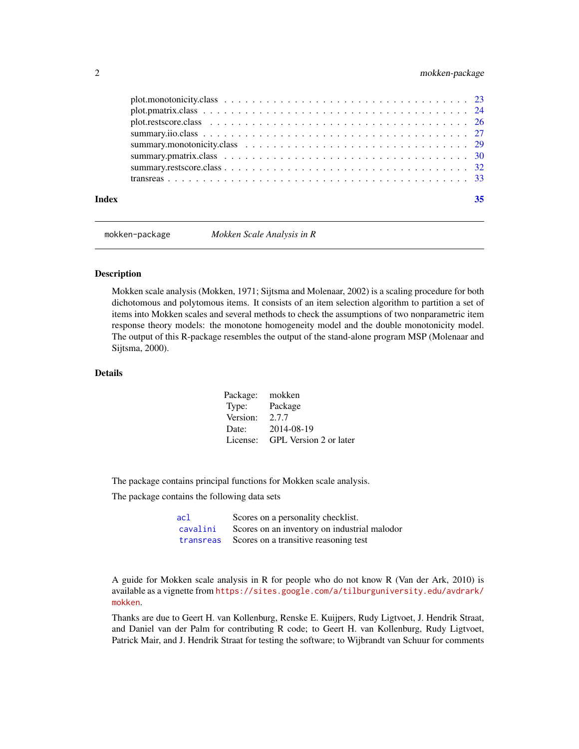plot.monotonicity.class . . . . . . . . . . . . . . . . . . . . . . . . . . . . . . . . . 23
plot.pmatrix.class . . . . . . . . . . . . . . . . . . . . . . . . . . . . . . . . . . . . 24
plot.restscore.class . . . . . . . . . . . . . . . . . . . . . . . . . . . . . . . . . . . 26
summary.iio.class . . . . . . . . . . . . . . . . . . . . . . . . . . . . . . . . . . . . 27
summary.monotonicity.class . . . . . . . . . . . . . . . . . . . . . . . . . . . . . . . 29
summary.pmatrix.class . . . . . . . . . . . . . . . . . . . . . . . . . . . . . . . . . 30
summary.restscore.class . . . . . . . . . . . . . . . . . . . . . . . . . . . . . . . . . 32
transreas . . . . . . . . . . . . . . . . . . . . . . . . . . . . . . . . . . . . . . . . . 33

**Index** 35

---

`mokken-package` *Mokken Scale Analysis in R*

---

### Description

Mokken scale analysis (Mokken, 1971; Sijtsma and Molenaar, 2002) is a scaling procedure for both dichotomous and polytomous items. It consists of an item selection algorithm to partition a set of items into Mokken scales and several methods to check the assumptions of two nonparametric item response theory models: the monotone homogeneity model and the double monotonicity model. The output of this R-package resembles the output of the stand-alone program MSP (Molenaar and Sijtsma, 2000).

### Details

| | |
|---|---|
| Package: | mokken |
| Type: | Package |
| Version: | 2.7.7 |
| Date: | 2014-08-19 |
| License: | GPL Version 2 or later |

The package contains principal functions for Mokken scale analysis.

The package contains the following data sets

| | |
|---|---|
| `acl` | Scores on a personality checklist. |
| `cavalini` | Scores on an inventory on industrial malodor |
| `transreas` | Scores on a transitive reasoning test |

A guide for Mokken scale analysis in R for people who do not know R (Van der Ark, 2010) is available as a vignette from `https://sites.google.com/a/tilburguniversity.edu/avdrark/mokken`.

Thanks are due to Geert H. van Kollenburg, Renske E. Kuijpers, Rudy Ligtvoet, J. Hendrik Straat, and Daniel van der Palm for contributing R code; to Geert H. van Kollenburg, Rudy Ligtvoet, Patrick Mair, and J. Hendrik Straat for testing the software; to Wijbrandt van Schuur for comments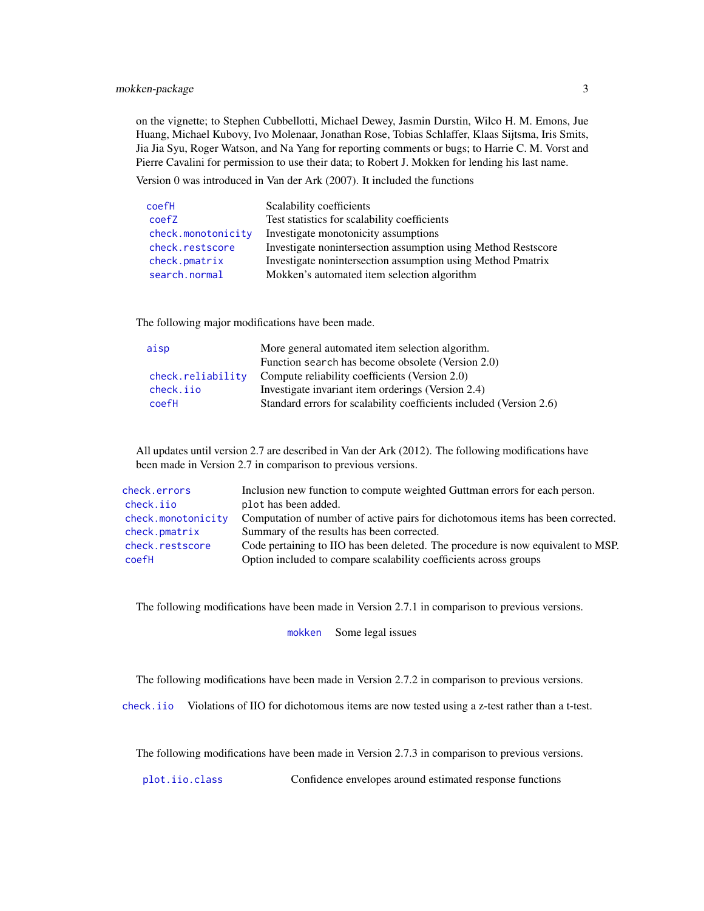on the vignette; to Stephen Cubbellotti, Michael Dewey, Jasmin Durstin, Wilco H. M. Emons, Jue Huang, Michael Kubovy, Ivo Molenaar, Jonathan Rose, Tobias Schlaffer, Klaas Sijtsma, Iris Smits, Jia Jia Syu, Roger Watson, and Na Yang for reporting comments or bugs; to Harrie C. M. Vorst and Pierre Cavalini for permission to use their data; to Robert J. Mokken for lending his last name.

Version 0 was introduced in Van der Ark (2007). It included the functions

| | |
|---|---|
| `coefH` | Scalability coefficients |
| `coefZ` | Test statistics for scalability coefficients |
| `check.monotonicity` | Investigate monotonicity assumptions |
| `check.restscore` | Investigate nonintersection assumption using Method Restscore |
| `check.pmatrix` | Investigate nonintersection assumption using Method Pmatrix |
| `search.normal` | Mokken's automated item selection algorithm |

The following major modifications have been made.

| | |
|---|---|
| `aisp` | More general automated item selection algorithm. |
| | Function `search` has become obsolete (Version 2.0) |
| `check.reliability` | Compute reliability coefficients (Version 2.0) |
| `check.iio` | Investigate invariant item orderings (Version 2.4) |
| `coefH` | Standard errors for scalability coefficients included (Version 2.6) |

All updates until version 2.7 are described in Van der Ark (2012). The following modifications have been made in Version 2.7 in comparison to previous versions.

| | |
|---|---|
| `check.errors` | Inclusion new function to compute weighted Guttman errors for each person. |
| `check.iio` | `plot` has been added. |
| `check.monotonicity` | Computation of number of active pairs for dichotomous items has been corrected. |
| `check.pmatrix` | Summary of the results has been corrected. |
| `check.restscore` | Code pertaining to IIO has been deleted. The procedure is now equivalent to MSP. |
| `coefH` | Option included to compare scalability coefficients across groups |

The following modifications have been made in Version 2.7.1 in comparison to previous versions.

| | |
|---|---|
| `mokken` | Some legal issues |

The following modifications have been made in Version 2.7.2 in comparison to previous versions.

| | |
|---|---|
| `check.iio` | Violations of IIO for dichotomous items are now tested using a z-test rather than a t-test. |

The following modifications have been made in Version 2.7.3 in comparison to previous versions.

| | |
|---|---|
| `plot.iio.class` | Confidence envelopes around estimated response functions |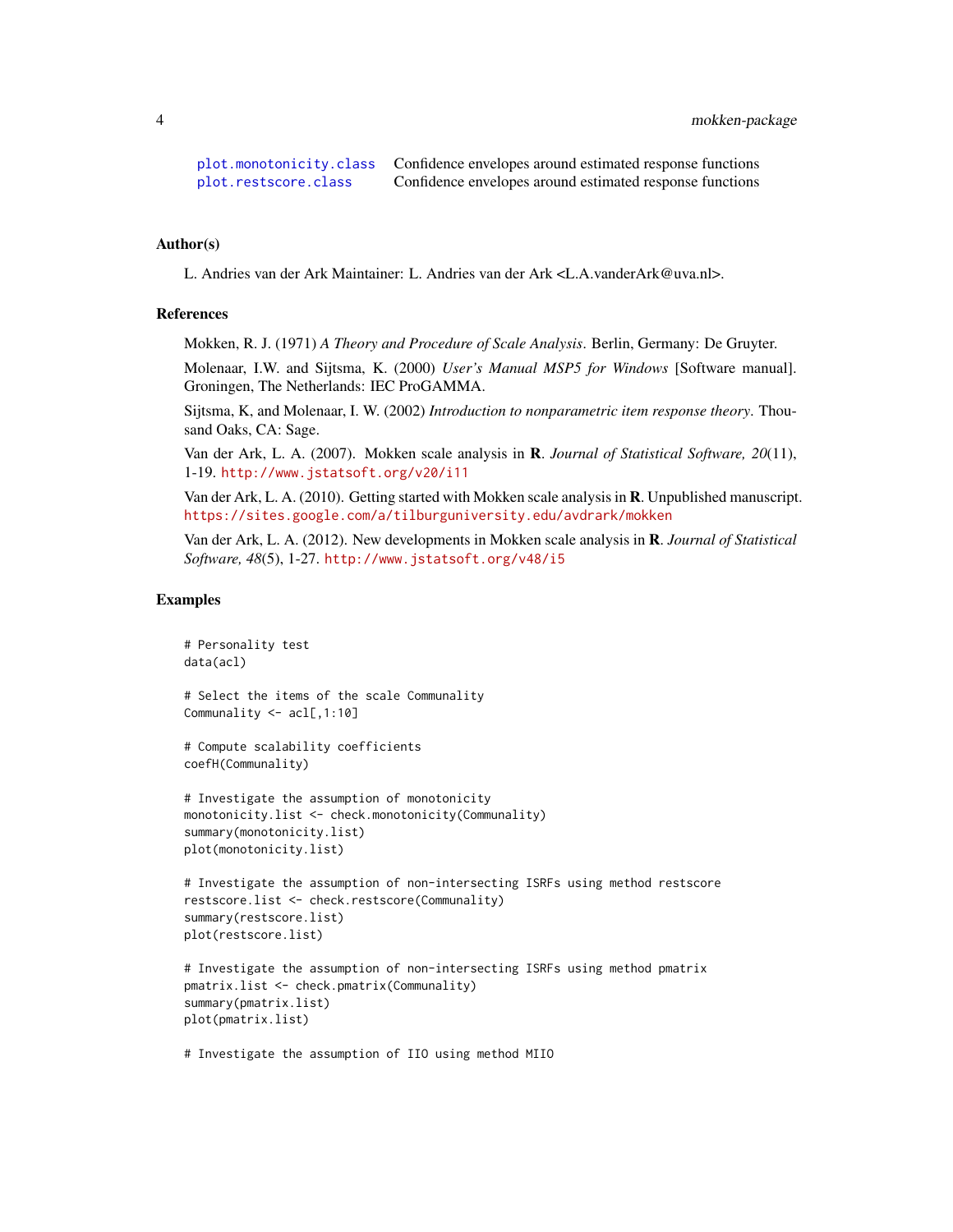| | |
|---|---|
| plot.monotonicity.class | Confidence envelopes around estimated response functions |
| plot.restscore.class | Confidence envelopes around estimated response functions |

## Author(s)

L. Andries van der Ark Maintainer: L. Andries van der Ark <L.A.vanderArk@uva.nl>.

## References

Mokken, R. J. (1971) *A Theory and Procedure of Scale Analysis*. Berlin, Germany: De Gruyter.

Molenaar, I.W. and Sijtsma, K. (2000) *User's Manual MSP5 for Windows* [Software manual]. Groningen, The Netherlands: IEC ProGAMMA.

Sijtsma, K, and Molenaar, I. W. (2002) *Introduction to nonparametric item response theory*. Thousand Oaks, CA: Sage.

Van der Ark, L. A. (2007). Mokken scale analysis in **R**. *Journal of Statistical Software, 20*(11), 1-19. http://www.jstatsoft.org/v20/i11

Van der Ark, L. A. (2010). Getting started with Mokken scale analysis in **R**. Unpublished manuscript. https://sites.google.com/a/tilburguniversity.edu/avdrark/mokken

Van der Ark, L. A. (2012). New developments in Mokken scale analysis in **R**. *Journal of Statistical Software, 48*(5), 1-27. http://www.jstatsoft.org/v48/i5

## Examples

```
# Personality test
data(acl)

# Select the items of the scale Communality
Communality <- acl[,1:10]

# Compute scalability coefficients
coefH(Communality)

# Investigate the assumption of monotonicity
monotonicity.list <- check.monotonicity(Communality)
summary(monotonicity.list)
plot(monotonicity.list)

# Investigate the assumption of non-intersecting ISRFs using method restscore
restscore.list <- check.restscore(Communality)
summary(restscore.list)
plot(restscore.list)

# Investigate the assumption of non-intersecting ISRFs using method pmatrix
pmatrix.list <- check.pmatrix(Communality)
summary(pmatrix.list)
plot(pmatrix.list)

# Investigate the assumption of IIO using method MIIO
```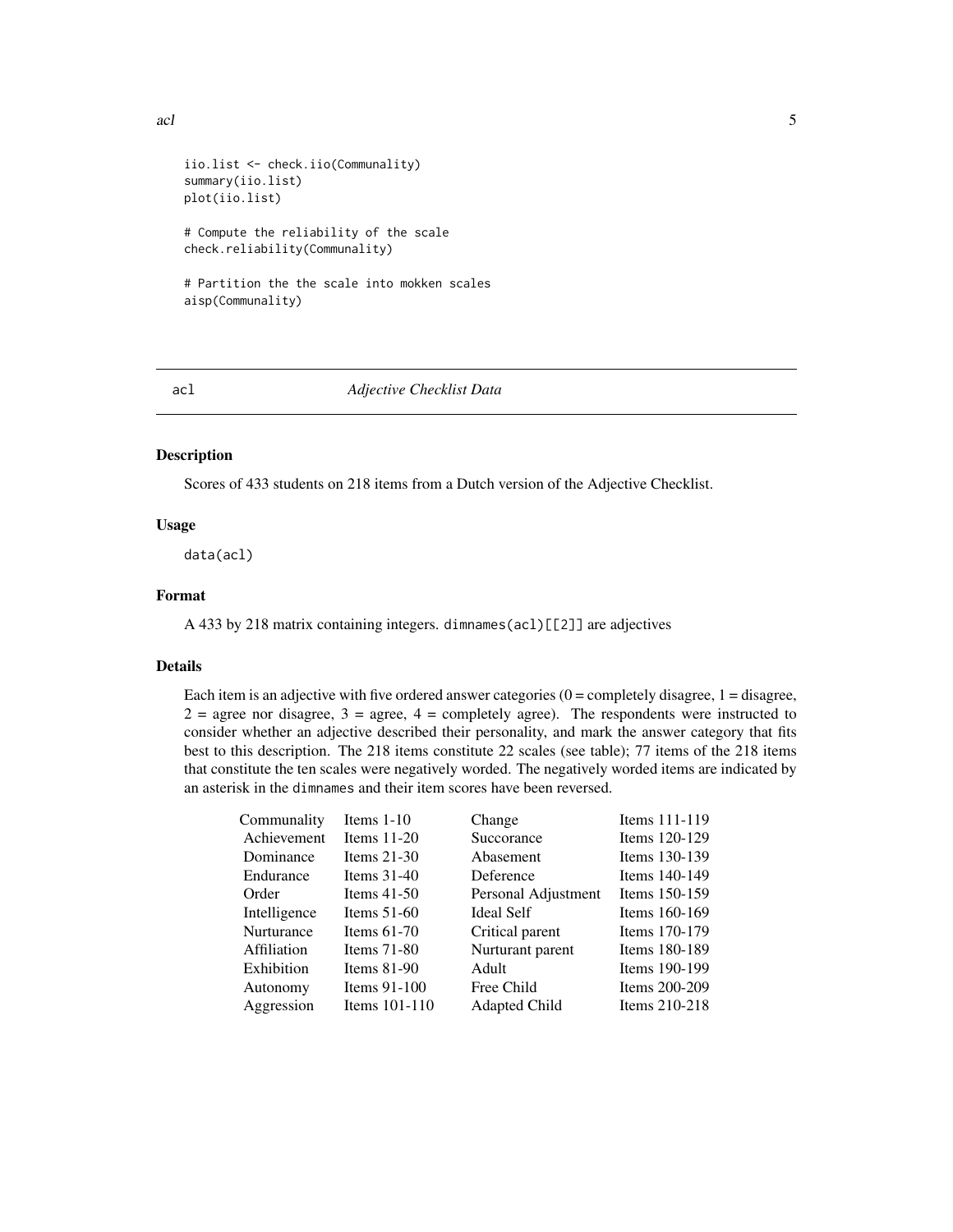```
iio.list <- check.iio(Communality)
summary(iio.list)
plot(iio.list)

# Compute the reliability of the scale
check.reliability(Communality)

# Partition the the scale into mokken scales
aisp(Communality)
```

---

acl *Adjective Checklist Data*

---

## Description

Scores of 433 students on 218 items from a Dutch version of the Adjective Checklist.

## Usage

```
data(acl)
```

## Format

A 433 by 218 matrix containing integers. `dimnames(acl)[[2]]` are adjectives

## Details

Each item is an adjective with five ordered answer categories (0 = completely disagree, 1 = disagree, 2 = agree nor disagree, 3 = agree, 4 = completely agree). The respondents were instructed to consider whether an adjective described their personality, and mark the answer category that fits best to this description. The 218 items constitute 22 scales (see table); 77 items of the 218 items that constitute the ten scales were negatively worded. The negatively worded items are indicated by an asterisk in the `dimnames` and their item scores have been reversed.

| | | | |
|---|---|---|---|
| Communality | Items 1-10 | Change | Items 111-119 |
| Achievement | Items 11-20 | Succorance | Items 120-129 |
| Dominance | Items 21-30 | Abasement | Items 130-139 |
| Endurance | Items 31-40 | Deference | Items 140-149 |
| Order | Items 41-50 | Personal Adjustment | Items 150-159 |
| Intelligence | Items 51-60 | Ideal Self | Items 160-169 |
| Nurturance | Items 61-70 | Critical parent | Items 170-179 |
| Affiliation | Items 71-80 | Nurturant parent | Items 180-189 |
| Exhibition | Items 81-90 | Adult | Items 190-199 |
| Autonomy | Items 91-100 | Free Child | Items 200-209 |
| Aggression | Items 101-110 | Adapted Child | Items 210-218 |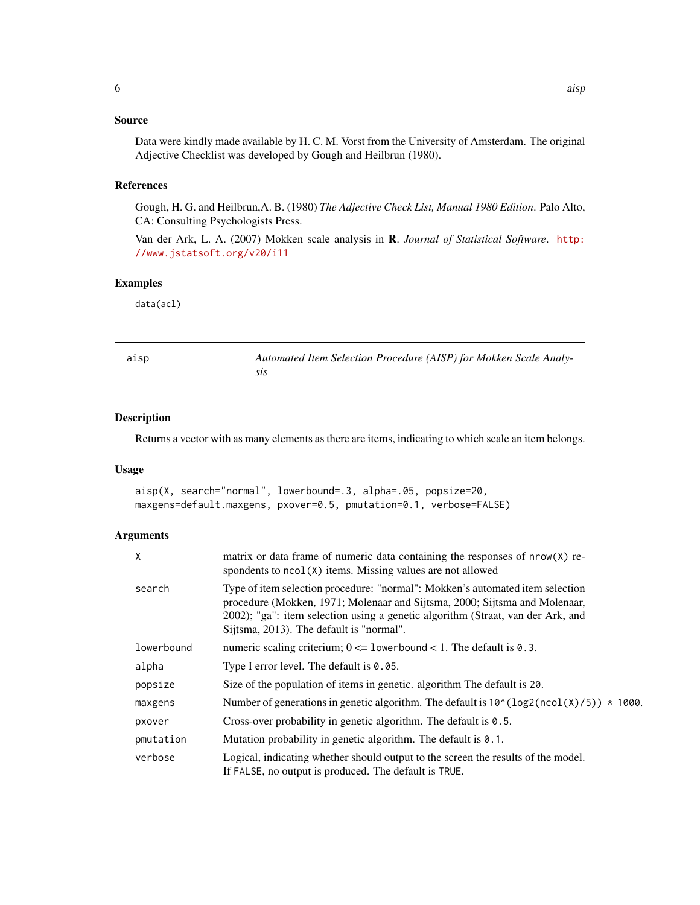### Source

Data were kindly made available by H. C. M. Vorst from the University of Amsterdam. The original Adjective Checklist was developed by Gough and Heilbrun (1980).

### References

Gough, H. G. and Heilbrun,A. B. (1980) *The Adjective Check List, Manual 1980 Edition*. Palo Alto, CA: Consulting Psychologists Press.

Van der Ark, L. A. (2007) Mokken scale analysis in **R**. *Journal of Statistical Software*. http://www.jstatsoft.org/v20/i11

### Examples

```
data(acl)
```

---

## aisp — *Automated Item Selection Procedure (AISP) for Mokken Scale Analysis*

---

### Description

Returns a vector with as many elements as there are items, indicating to which scale an item belongs.

### Usage

```
aisp(X, search="normal", lowerbound=.3, alpha=.05, popsize=20,
maxgens=default.maxgens, pxover=0.5, pmutation=0.1, verbose=FALSE)
```

### Arguments

| | |
|---|---|
| `X` | matrix or data frame of numeric data containing the responses of `nrow(X)` respondents to `ncol(X)` items. Missing values are not allowed |
| `search` | Type of item selection procedure: "normal": Mokken's automated item selection procedure (Mokken, 1971; Molenaar and Sijtsma, 2000; Sijtsma and Molenaar, 2002); "ga": item selection using a genetic algorithm (Straat, van der Ark, and Sijtsma, 2013). The default is "normal". |
| `lowerbound` | numeric scaling criterium; 0 <= `lowerbound` < 1. The default is `0.3`. |
| `alpha` | Type I error level. The default is `0.05`. |
| `popsize` | Size of the population of items in genetic. algorithm The default is `20`. |
| `maxgens` | Number of generations in genetic algorithm. The default is `10^(log2(ncol(X)/5)) * 1000`. |
| `pxover` | Cross-over probability in genetic algorithm. The default is `0.5`. |
| `pmutation` | Mutation probability in genetic algorithm. The default is `0.1`. |
| `verbose` | Logical, indicating whether should output to the screen the results of the model. If `FALSE`, no output is produced. The default is `TRUE`. |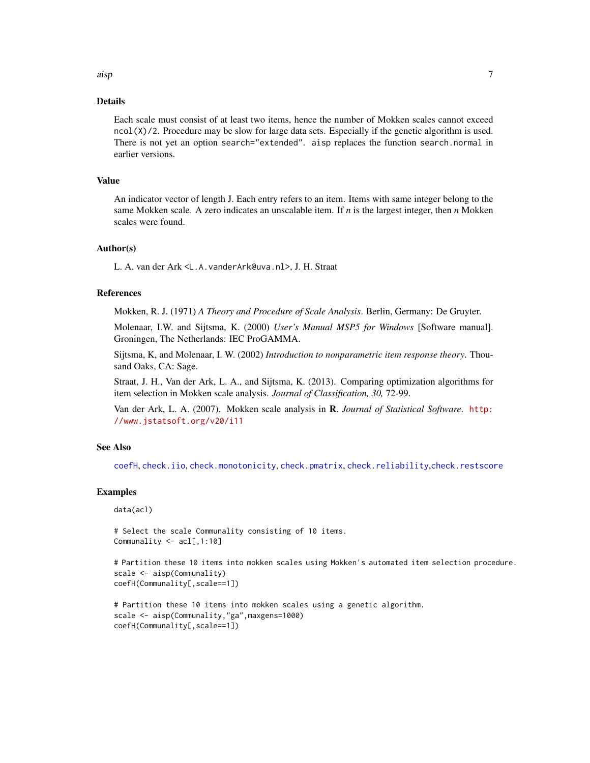## Details

Each scale must consist of at least two items, hence the number of Mokken scales cannot exceed `ncol(X)/2`. Procedure may be slow for large data sets. Especially if the genetic algorithm is used. There is not yet an option `search="extended"`. `aisp` replaces the function `search.normal` in earlier versions.

## Value

An indicator vector of length J. Each entry refers to an item. Items with same integer belong to the same Mokken scale. A zero indicates an unscalable item. If *n* is the largest integer, then *n* Mokken scales were found.

## Author(s)

L. A. van der Ark <`L.A.vanderArk@uva.nl`>, J. H. Straat

## References

Mokken, R. J. (1971) *A Theory and Procedure of Scale Analysis*. Berlin, Germany: De Gruyter.

Molenaar, I.W. and Sijtsma, K. (2000) *User's Manual MSP5 for Windows* [Software manual]. Groningen, The Netherlands: IEC ProGAMMA.

Sijtsma, K, and Molenaar, I. W. (2002) *Introduction to nonparametric item response theory*. Thousand Oaks, CA: Sage.

Straat, J. H., Van der Ark, L. A., and Sijtsma, K. (2013). Comparing optimization algorithms for item selection in Mokken scale analysis. *Journal of Classification, 30,* 72-99.

Van der Ark, L. A. (2007). Mokken scale analysis in **R**. *Journal of Statistical Software*. http://www.jstatsoft.org/v20/i11

## See Also

`coefH`, `check.iio`, `check.monotonicity`, `check.pmatrix`, `check.reliability`, `check.restscore`

## Examples

```
data(acl)

# Select the scale Communality consisting of 10 items.
Communality <- acl[,1:10]

# Partition these 10 items into mokken scales using Mokken's automated item selection procedure.
scale <- aisp(Communality)
coefH(Communality[,scale==1])

# Partition these 10 items into mokken scales using a genetic algorithm.
scale <- aisp(Communality,"ga",maxgens=1000)
coefH(Communality[,scale==1])
```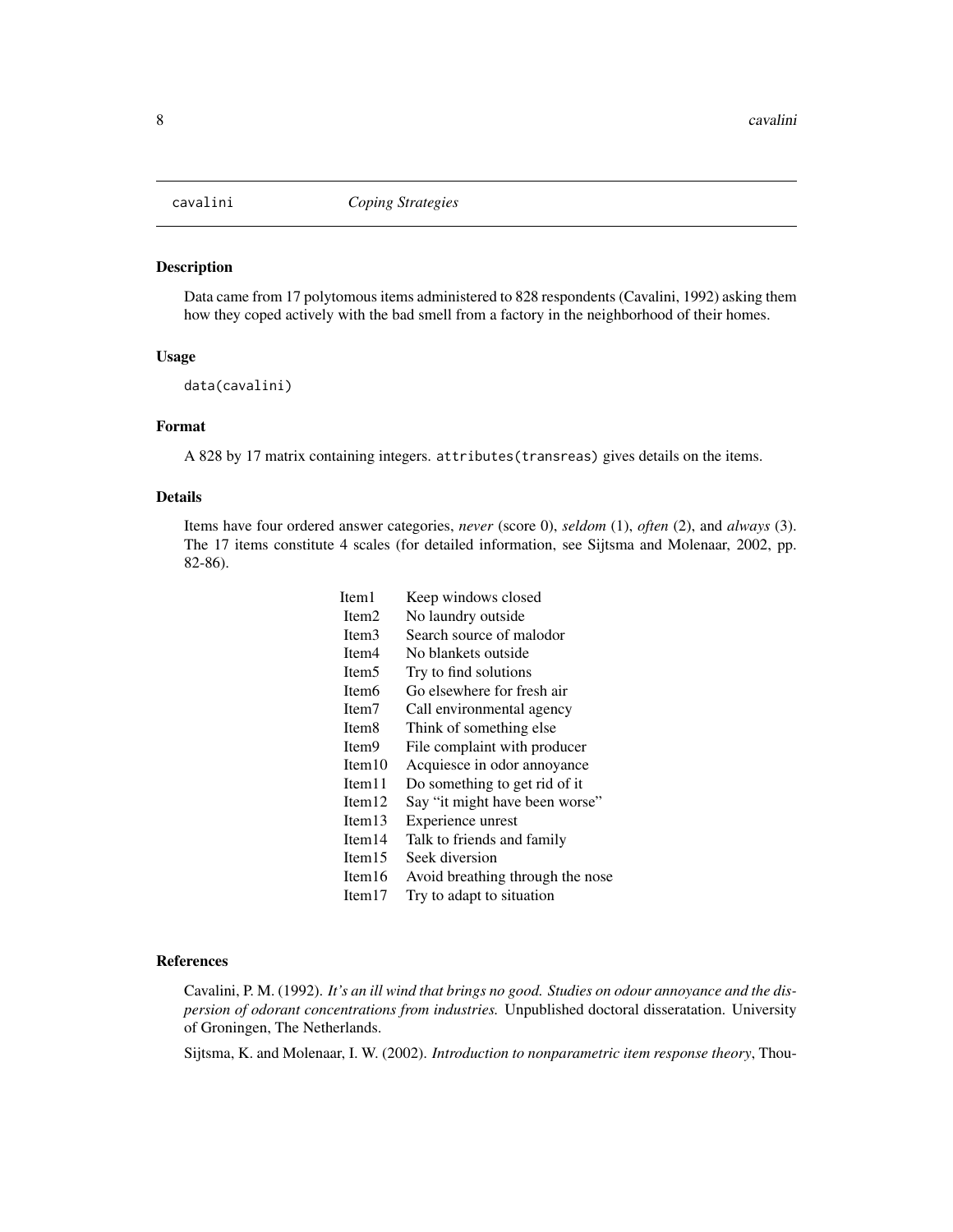# cavalini *Coping Strategies*

## Description

Data came from 17 polytomous items administered to 828 respondents (Cavalini, 1992) asking them how they coped actively with the bad smell from a factory in the neighborhood of their homes.

## Usage

```
data(cavalini)
```

## Format

A 828 by 17 matrix containing integers. `attributes(transreas)` gives details on the items.

## Details

Items have four ordered answer categories, *never* (score 0), *seldom* (1), *often* (2), and *always* (3). The 17 items constitute 4 scales (for detailed information, see Sijtsma and Molenaar, 2002, pp. 82-86).

| | |
|---|---|
| Item1 | Keep windows closed |
| Item2 | No laundry outside |
| Item3 | Search source of malodor |
| Item4 | No blankets outside |
| Item5 | Try to find solutions |
| Item6 | Go elsewhere for fresh air |
| Item7 | Call environmental agency |
| Item8 | Think of something else |
| Item9 | File complaint with producer |
| Item10 | Acquiesce in odor annoyance |
| Item11 | Do something to get rid of it |
| Item12 | Say "it might have been worse" |
| Item13 | Experience unrest |
| Item14 | Talk to friends and family |
| Item15 | Seek diversion |
| Item16 | Avoid breathing through the nose |
| Item17 | Try to adapt to situation |

## References

Cavalini, P. M. (1992). *It's an ill wind that brings no good. Studies on odour annoyance and the dispersion of odorant concentrations from industries.* Unpublished doctoral disseratation. University of Groningen, The Netherlands.

Sijtsma, K. and Molenaar, I. W. (2002). *Introduction to nonparametric item response theory*, Thou-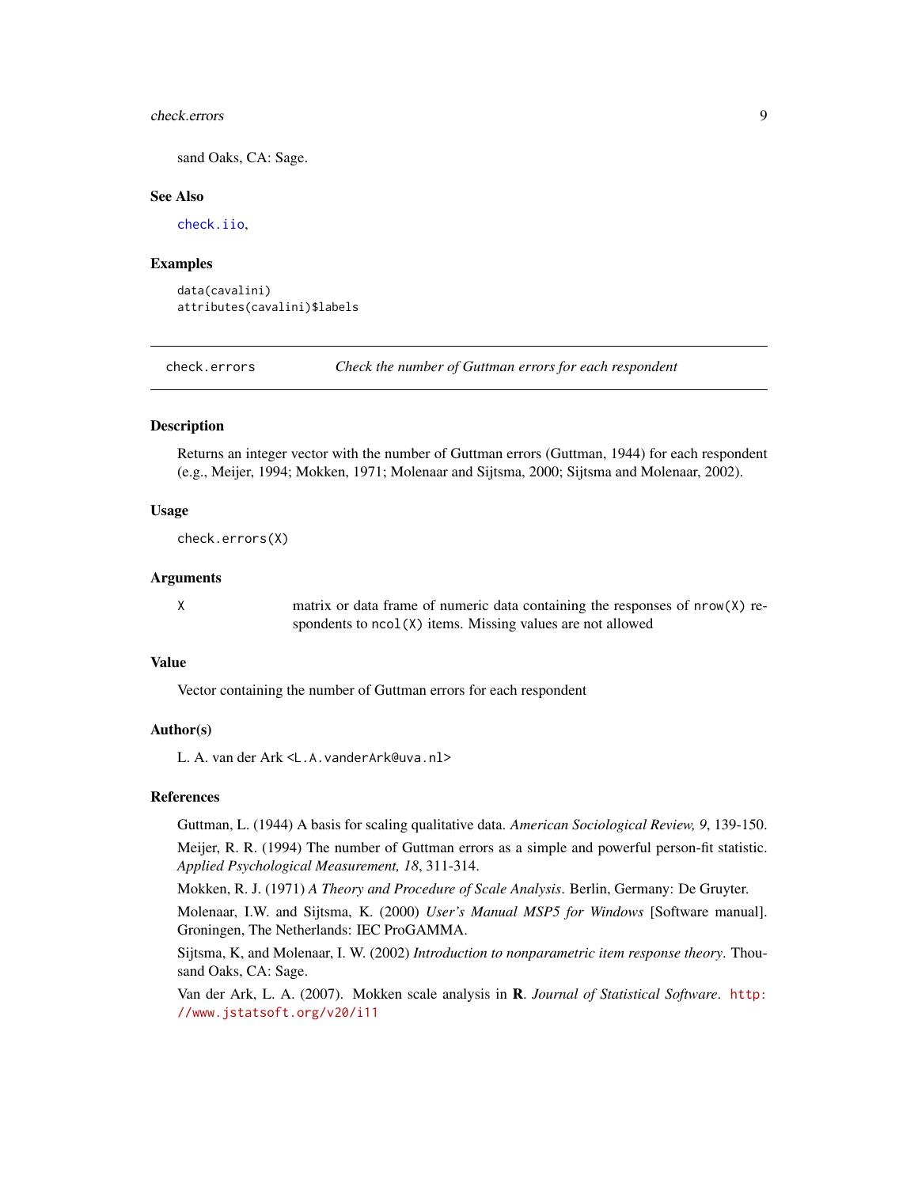sand Oaks, CA: Sage.

### See Also

`check.iio`,

### Examples

```
data(cavalini)
attributes(cavalini)$labels
```

---

## check.errors — *Check the number of Guttman errors for each respondent*

---

### Description

Returns an integer vector with the number of Guttman errors (Guttman, 1944) for each respondent (e.g., Meijer, 1994; Mokken, 1971; Molenaar and Sijtsma, 2000; Sijtsma and Molenaar, 2002).

### Usage

```
check.errors(X)
```

### Arguments

| | |
|---|---|
| `X` | matrix or data frame of numeric data containing the responses of `nrow(X)` respondents to `ncol(X)` items. Missing values are not allowed |

### Value

Vector containing the number of Guttman errors for each respondent

### Author(s)

L. A. van der Ark <L.A.vanderArk@uva.nl>

### References

Guttman, L. (1944) A basis for scaling qualitative data. *American Sociological Review, 9*, 139-150.

Meijer, R. R. (1994) The number of Guttman errors as a simple and powerful person-fit statistic. *Applied Psychological Measurement, 18*, 311-314.

Mokken, R. J. (1971) *A Theory and Procedure of Scale Analysis*. Berlin, Germany: De Gruyter.

Molenaar, I.W. and Sijtsma, K. (2000) *User's Manual MSP5 for Windows* [Software manual]. Groningen, The Netherlands: IEC ProGAMMA.

Sijtsma, K, and Molenaar, I. W. (2002) *Introduction to nonparametric item response theory*. Thousand Oaks, CA: Sage.

Van der Ark, L. A. (2007). Mokken scale analysis in **R**. *Journal of Statistical Software*. http://www.jstatsoft.org/v20/i11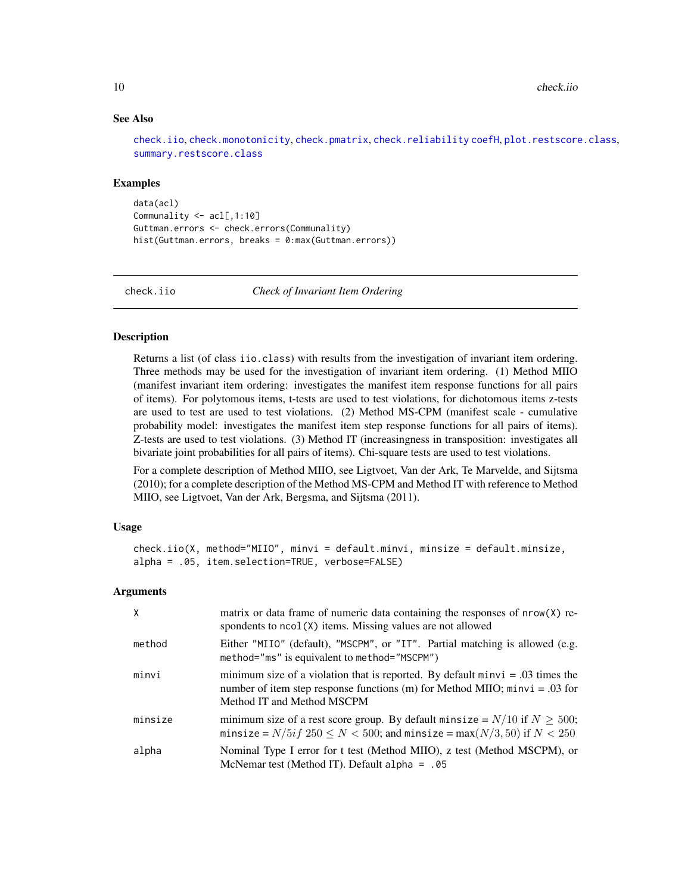## See Also

check.iio, check.monotonicity, check.pmatrix, check.reliability coefH, plot.restscore.class, summary.restscore.class

## Examples

```
data(acl)
Communality <- acl[,1:10]
Guttman.errors <- check.errors(Communality)
hist(Guttman.errors, breaks = 0:max(Guttman.errors))
```

---

# check.iio — *Check of Invariant Item Ordering*

## Description

Returns a list (of class iio.class) with results from the investigation of invariant item ordering. Three methods may be used for the investigation of invariant item ordering. (1) Method MIIO (manifest invariant item ordering: investigates the manifest item response functions for all pairs of items). For polytomous items, t-tests are used to test violations, for dichotomous items z-tests are used to test are used to test violations. (2) Method MS-CPM (manifest scale - cumulative probability model: investigates the manifest item step response functions for all pairs of items). Z-tests are used to test violations. (3) Method IT (increasingness in transposition: investigates all bivariate joint probabilities for all pairs of items). Chi-square tests are used to test violations.

For a complete description of Method MIIO, see Ligtvoet, Van der Ark, Te Marvelde, and Sijtsma (2010); for a complete description of the Method MS-CPM and Method IT with reference to Method MIIO, see Ligtvoet, Van der Ark, Bergsma, and Sijtsma (2011).

## Usage

```
check.iio(X, method="MIIO", minvi = default.minvi, minsize = default.minsize,
alpha = .05, item.selection=TRUE, verbose=FALSE)
```

## Arguments

| | |
|---|---|
| X | matrix or data frame of numeric data containing the responses of nrow(X) respondents to ncol(X) items. Missing values are not allowed |
| method | Either "MIIO" (default), "MSCPM", or "IT". Partial matching is allowed (e.g. method="ms" is equivalent to method="MSCPM") |
| minvi | minimum size of a violation that is reported. By default minvi = .03 times the number of item step response functions (m) for Method MIIO; minvi = .03 for Method IT and Method MSCPM |
| minsize | minimum size of a rest score group. By default minsize = $N/10$ if $N \geq 500$; minsize = $N/5 if\ 250 \leq N < 500$; and minsize = $\max(N/3, 50)$ if $N < 250$ |
| alpha | Nominal Type I error for t test (Method MIIO), z test (Method MSCPM), or McNemar test (Method IT). Default alpha = .05 |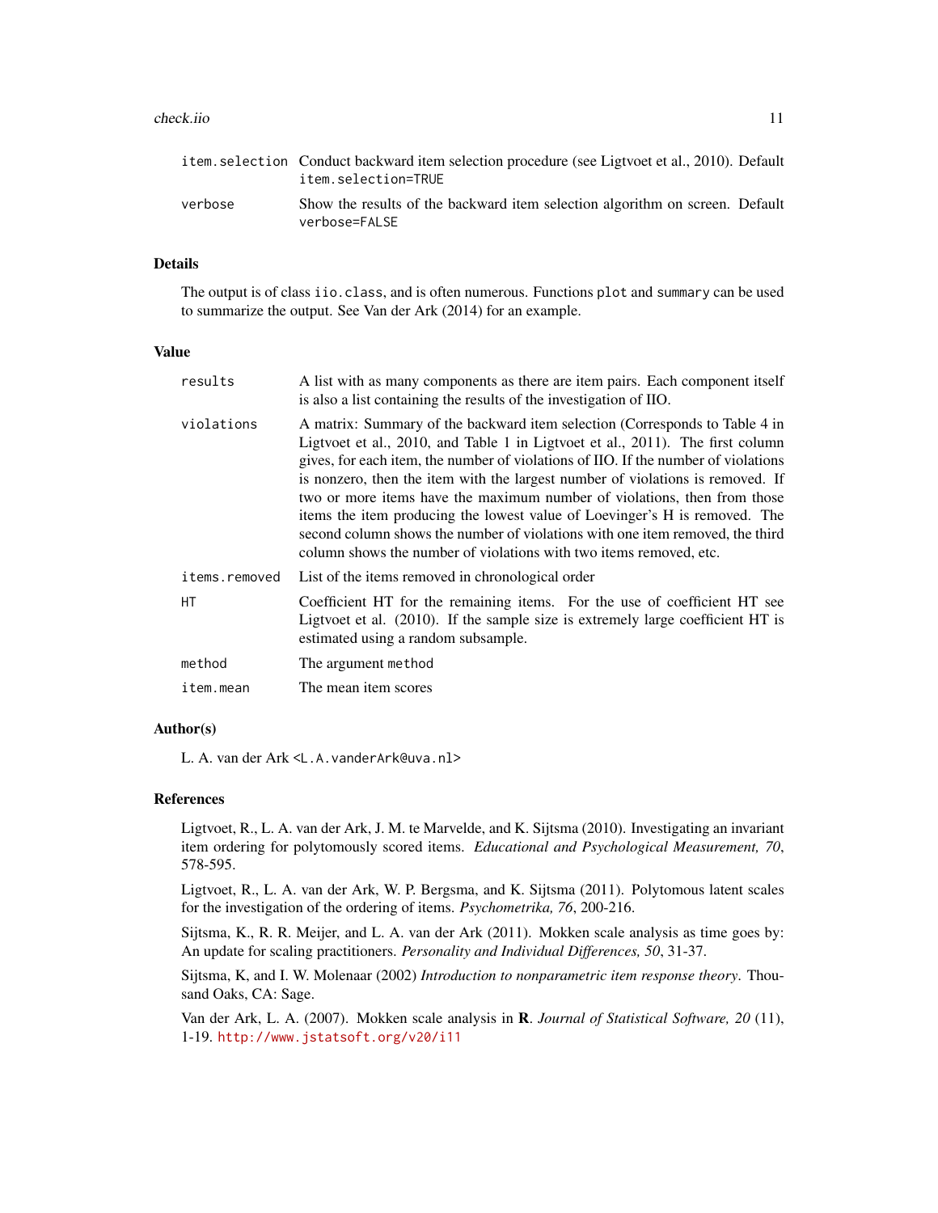| | |
|---|---|
| `item.selection` | Conduct backward item selection procedure (see Ligtvoet et al., 2010). Default `item.selection=TRUE` |
| `verbose` | Show the results of the backward item selection algorithm on screen. Default `verbose=FALSE` |

## Details

The output is of class `iio.class`, and is often numerous. Functions `plot` and `summary` can be used to summarize the output. See Van der Ark (2014) for an example.

## Value

| | |
|---|---|
| `results` | A list with as many components as there are item pairs. Each component itself is also a list containing the results of the investigation of IIO. |
| `violations` | A matrix: Summary of the backward item selection (Corresponds to Table 4 in Ligtvoet et al., 2010, and Table 1 in Ligtvoet et al., 2011). The first column gives, for each item, the number of violations of IIO. If the number of violations is nonzero, then the item with the largest number of violations is removed. If two or more items have the maximum number of violations, then from those items the item producing the lowest value of Loevinger's H is removed. The second column shows the number of violations with one item removed, the third column shows the number of violations with two items removed, etc. |
| `items.removed` | List of the items removed in chronological order |
| `HT` | Coefficient HT for the remaining items. For the use of coefficient HT see Ligtvoet et al. (2010). If the sample size is extremely large coefficient HT is estimated using a random subsample. |
| `method` | The argument `method` |
| `item.mean` | The mean item scores |

## Author(s)

L. A. van der Ark <L.A.vanderArk@uva.nl>

## References

Ligtvoet, R., L. A. van der Ark, J. M. te Marvelde, and K. Sijtsma (2010). Investigating an invariant item ordering for polytomously scored items. *Educational and Psychological Measurement, 70*, 578-595.

Ligtvoet, R., L. A. van der Ark, W. P. Bergsma, and K. Sijtsma (2011). Polytomous latent scales for the investigation of the ordering of items. *Psychometrika, 76*, 200-216.

Sijtsma, K., R. R. Meijer, and L. A. van der Ark (2011). Mokken scale analysis as time goes by: An update for scaling practitioners. *Personality and Individual Differences, 50*, 31-37.

Sijtsma, K, and I. W. Molenaar (2002) *Introduction to nonparametric item response theory*. Thousand Oaks, CA: Sage.

Van der Ark, L. A. (2007). Mokken scale analysis in **R**. *Journal of Statistical Software, 20* (11), 1-19. http://www.jstatsoft.org/v20/i11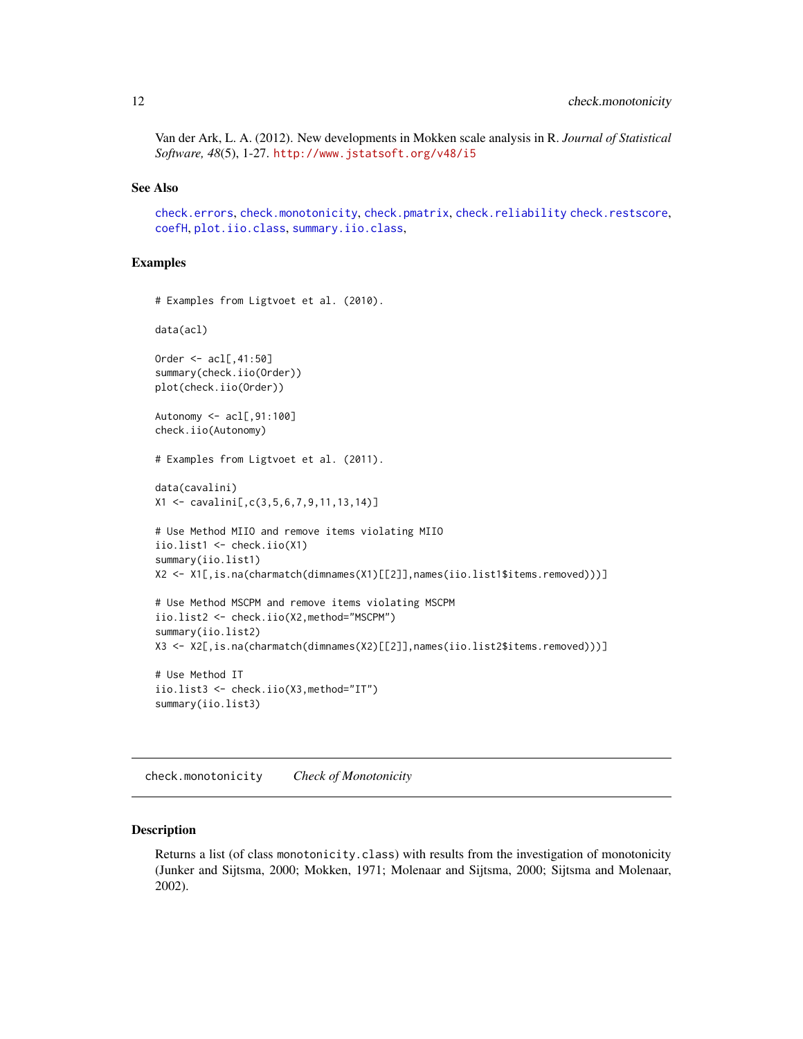Van der Ark, L. A. (2012). New developments in Mokken scale analysis in R. *Journal of Statistical Software, 48*(5), 1-27. http://www.jstatsoft.org/v48/i5

### See Also

check.errors, check.monotonicity, check.pmatrix, check.reliability check.restscore, coefH, plot.iio.class, summary.iio.class,

### Examples

```
# Examples from Ligtvoet et al. (2010).

data(acl)

Order <- acl[,41:50]
summary(check.iio(Order))
plot(check.iio(Order))

Autonomy <- acl[,91:100]
check.iio(Autonomy)

# Examples from Ligtvoet et al. (2011).

data(cavalini)
X1 <- cavalini[,c(3,5,6,7,9,11,13,14)]

# Use Method MIIO and remove items violating MIIO
iio.list1 <- check.iio(X1)
summary(iio.list1)
X2 <- X1[,is.na(charmatch(dimnames(X1)[[2]],names(iio.list1$items.removed)))]

# Use Method MSCPM and remove items violating MSCPM
iio.list2 <- check.iio(X2,method="MSCPM")
summary(iio.list2)
X3 <- X2[,is.na(charmatch(dimnames(X2)[[2]],names(iio.list2$items.removed)))]

# Use Method IT
iio.list3 <- check.iio(X3,method="IT")
summary(iio.list3)
```

## check.monotonicity *Check of Monotonicity*

### Description

Returns a list (of class monotonicity.class) with results from the investigation of monotonicity (Junker and Sijtsma, 2000; Mokken, 1971; Molenaar and Sijtsma, 2000; Sijtsma and Molenaar, 2002).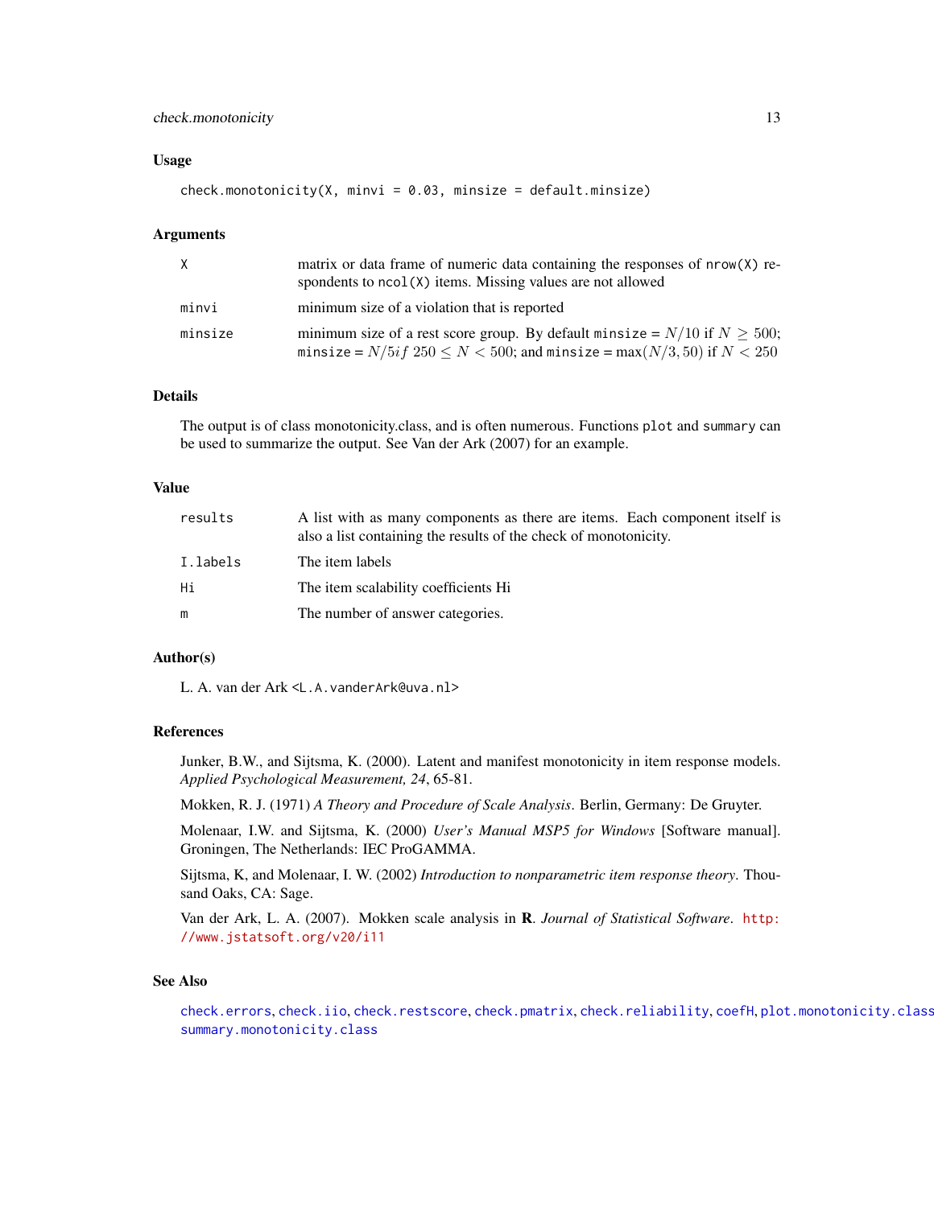## Usage

```
check.monotonicity(X, minvi = 0.03, minsize = default.minsize)
```

## Arguments

| | |
|---|---|
| X | matrix or data frame of numeric data containing the responses of nrow(X) respondents to ncol(X) items. Missing values are not allowed |
| minvi | minimum size of a violation that is reported |
| minsize | minimum size of a rest score group. By default minsize = $N/10$ if $N \geq 500$; minsize = $N/5if\ 250 \leq N < 500$; and minsize = $\max(N/3, 50)$ if $N < 250$ |

## Details

The output is of class monotonicity.class, and is often numerous. Functions plot and summary can be used to summarize the output. See Van der Ark (2007) for an example.

## Value

| | |
|---|---|
| results | A list with as many components as there are items. Each component itself is also a list containing the results of the check of monotonicity. |
| I.labels | The item labels |
| Hi | The item scalability coefficients Hi |
| m | The number of answer categories. |

## Author(s)

L. A. van der Ark <L.A.vanderArk@uva.nl>

## References

Junker, B.W., and Sijtsma, K. (2000). Latent and manifest monotonicity in item response models. *Applied Psychological Measurement, 24*, 65-81.

Mokken, R. J. (1971) *A Theory and Procedure of Scale Analysis*. Berlin, Germany: De Gruyter.

Molenaar, I.W. and Sijtsma, K. (2000) *User's Manual MSP5 for Windows* [Software manual]. Groningen, The Netherlands: IEC ProGAMMA.

Sijtsma, K, and Molenaar, I. W. (2002) *Introduction to nonparametric item response theory*. Thousand Oaks, CA: Sage.

Van der Ark, L. A. (2007). Mokken scale analysis in **R**. *Journal of Statistical Software*. http://www.jstatsoft.org/v20/i11

## See Also

check.errors, check.iio, check.restscore, check.pmatrix, check.reliability, coefH, plot.monotonicity.class, summary.monotonicity.class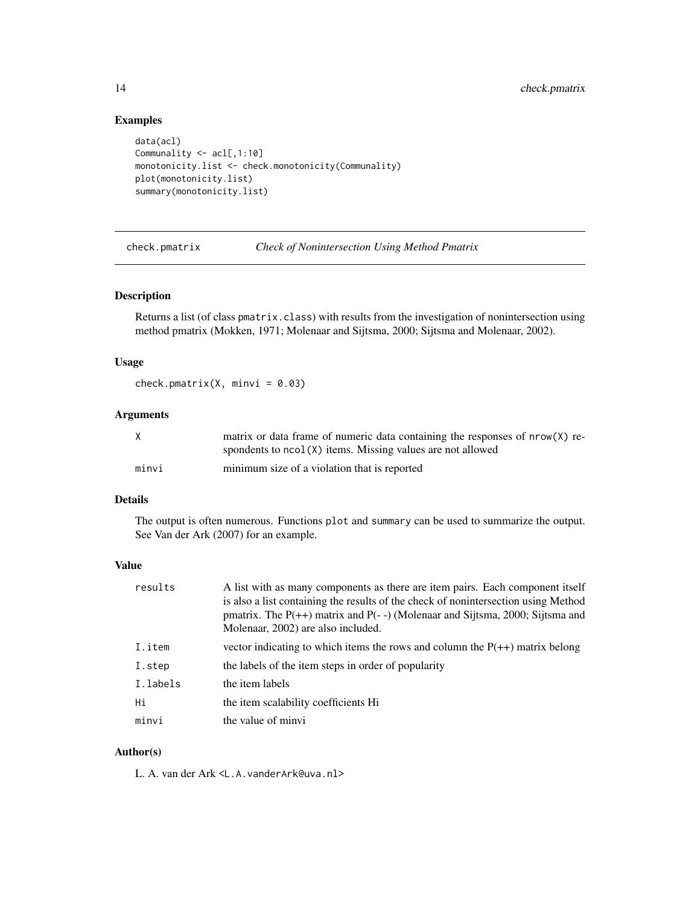## Examples

```
data(acl)
Communality <- acl[,1:10]
monotonicity.list <- check.monotonicity(Communality)
plot(monotonicity.list)
summary(monotonicity.list)
```

---

# check.pmatrix — *Check of Nonintersection Using Method Pmatrix*

---

## Description

Returns a list (of class pmatrix.class) with results from the investigation of nonintersection using method pmatrix (Mokken, 1971; Molenaar and Sijtsma, 2000; Sijtsma and Molenaar, 2002).

## Usage

```
check.pmatrix(X, minvi = 0.03)
```

## Arguments

| | |
|---|---|
| X | matrix or data frame of numeric data containing the responses of nrow(X) respondents to ncol(X) items. Missing values are not allowed |
| minvi | minimum size of a violation that is reported |

## Details

The output is often numerous. Functions plot and summary can be used to summarize the output. See Van der Ark (2007) for an example.

## Value

| | |
|---|---|
| results | A list with as many components as there are item pairs. Each component itself is also a list containing the results of the check of nonintersection using Method pmatrix. The P(++) matrix and P(- -) (Molenaar and Sijtsma, 2000; Sijtsma and Molenaar, 2002) are also included. |
| I.item | vector indicating to which items the rows and column the P(++) matrix belong |
| I.step | the labels of the item steps in order of popularity |
| I.labels | the item labels |
| Hi | the item scalability coefficients Hi |
| minvi | the value of minvi |

## Author(s)

L. A. van der Ark <L.A.vanderArk@uva.nl>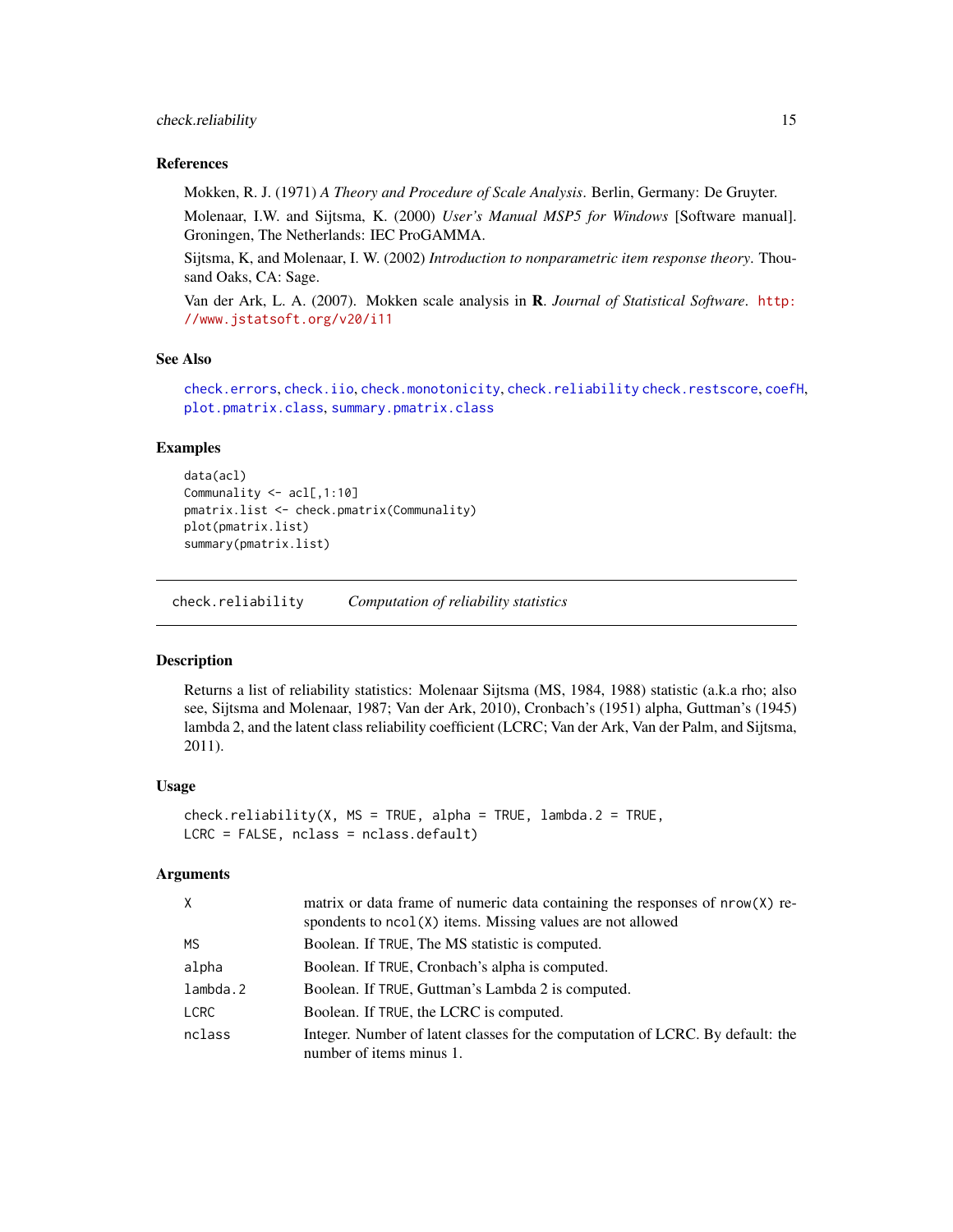### References

Mokken, R. J. (1971) *A Theory and Procedure of Scale Analysis*. Berlin, Germany: De Gruyter.

Molenaar, I.W. and Sijtsma, K. (2000) *User's Manual MSP5 for Windows* [Software manual]. Groningen, The Netherlands: IEC ProGAMMA.

Sijtsma, K, and Molenaar, I. W. (2002) *Introduction to nonparametric item response theory*. Thousand Oaks, CA: Sage.

Van der Ark, L. A. (2007). Mokken scale analysis in **R**. *Journal of Statistical Software*. http://www.jstatsoft.org/v20/i11

### See Also

check.errors, check.iio, check.monotonicity, check.reliability check.restscore, coefH, plot.pmatrix.class, summary.pmatrix.class

### Examples

```
data(acl)
Communality <- acl[,1:10]
pmatrix.list <- check.pmatrix(Communality)
plot(pmatrix.list)
summary(pmatrix.list)
```

---

## check.reliability *Computation of reliability statistics*

### Description

Returns a list of reliability statistics: Molenaar Sijtsma (MS, 1984, 1988) statistic (a.k.a rho; also see, Sijtsma and Molenaar, 1987; Van der Ark, 2010), Cronbach's (1951) alpha, Guttman's (1945) lambda 2, and the latent class reliability coefficient (LCRC; Van der Ark, Van der Palm, and Sijtsma, 2011).

### Usage

```
check.reliability(X, MS = TRUE, alpha = TRUE, lambda.2 = TRUE,
LCRC = FALSE, nclass = nclass.default)
```

### Arguments

| | |
|---|---|
| X | matrix or data frame of numeric data containing the responses of nrow(X) respondents to ncol(X) items. Missing values are not allowed |
| MS | Boolean. If TRUE, The MS statistic is computed. |
| alpha | Boolean. If TRUE, Cronbach's alpha is computed. |
| lambda.2 | Boolean. If TRUE, Guttman's Lambda 2 is computed. |
| LCRC | Boolean. If TRUE, the LCRC is computed. |
| nclass | Integer. Number of latent classes for the computation of LCRC. By default: the number of items minus 1. |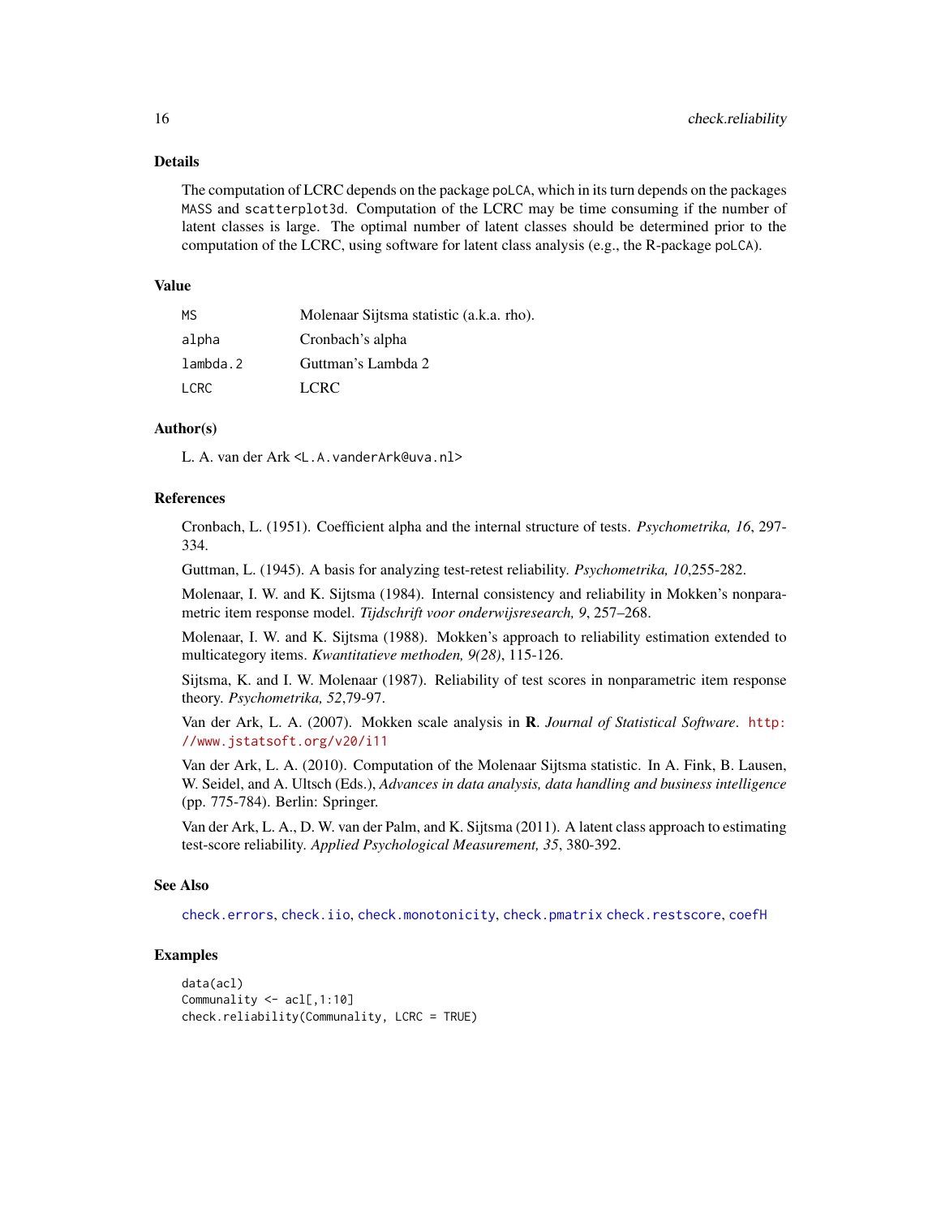## Details

The computation of LCRC depends on the package `poLCA`, which in its turn depends on the packages `MASS` and `scatterplot3d`. Computation of the LCRC may be time consuming if the number of latent classes is large. The optimal number of latent classes should be determined prior to the computation of the LCRC, using software for latent class analysis (e.g., the R-package `poLCA`).

## Value

| | |
|---|---|
| `MS` | Molenaar Sijtsma statistic (a.k.a. rho). |
| `alpha` | Cronbach's alpha |
| `lambda.2` | Guttman's Lambda 2 |
| `LCRC` | LCRC |

## Author(s)

L. A. van der Ark <`L.A.vanderArk@uva.nl`>

## References

Cronbach, L. (1951). Coefficient alpha and the internal structure of tests. *Psychometrika, 16*, 297-334.

Guttman, L. (1945). A basis for analyzing test-retest reliability. *Psychometrika, 10*,255-282.

Molenaar, I. W. and K. Sijtsma (1984). Internal consistency and reliability in Mokken's nonparametric item response model. *Tijdschrift voor onderwijsresearch, 9*, 257–268.

Molenaar, I. W. and K. Sijtsma (1988). Mokken's approach to reliability estimation extended to multicategory items. *Kwantitatieve methoden, 9(28)*, 115-126.

Sijtsma, K. and I. W. Molenaar (1987). Reliability of test scores in nonparametric item response theory. *Psychometrika, 52*,79-97.

Van der Ark, L. A. (2007). Mokken scale analysis in **R**. *Journal of Statistical Software*. http://www.jstatsoft.org/v20/i11

Van der Ark, L. A. (2010). Computation of the Molenaar Sijtsma statistic. In A. Fink, B. Lausen, W. Seidel, and A. Ultsch (Eds.), *Advances in data analysis, data handling and business intelligence* (pp. 775-784). Berlin: Springer.

Van der Ark, L. A., D. W. van der Palm, and K. Sijtsma (2011). A latent class approach to estimating test-score reliability. *Applied Psychological Measurement, 35*, 380-392.

## See Also

`check.errors`, `check.iio`, `check.monotonicity`, `check.pmatrix` `check.restscore`, `coefH`

## Examples

```
data(acl)
Communality <- acl[,1:10]
check.reliability(Communality, LCRC = TRUE)
```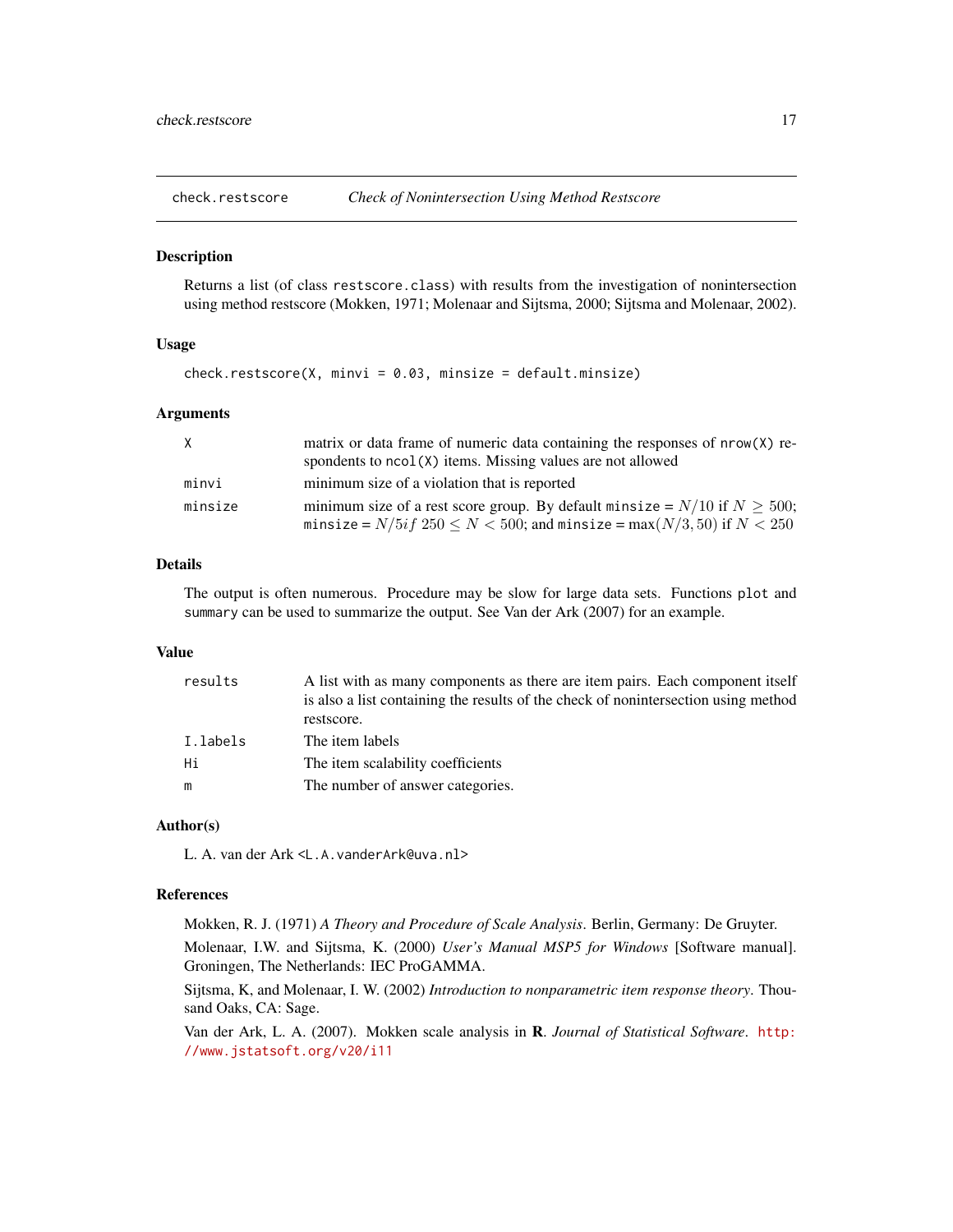## check.restscore — *Check of Nonintersection Using Method Restscore*

### Description

Returns a list (of class `restscore.class`) with results from the investigation of nonintersection using method restscore (Mokken, 1971; Molenaar and Sijtsma, 2000; Sijtsma and Molenaar, 2002).

### Usage

```
check.restscore(X, minvi = 0.03, minsize = default.minsize)
```

### Arguments

| | |
|---|---|
| `X` | matrix or data frame of numeric data containing the responses of `nrow(X)` respondents to `ncol(X)` items. Missing values are not allowed |
| `minvi` | minimum size of a violation that is reported |
| `minsize` | minimum size of a rest score group. By default `minsize` = $N/10$ if $N \geq 500$; `minsize` = $N/5if\ 250 \leq N < 500$; and `minsize` = $\max(N/3, 50)$ if $N < 250$ |

### Details

The output is often numerous. Procedure may be slow for large data sets. Functions `plot` and `summary` can be used to summarize the output. See Van der Ark (2007) for an example.

### Value

| | |
|---|---|
| `results` | A list with as many components as there are item pairs. Each component itself is also a list containing the results of the check of nonintersection using method restscore. |
| `I.labels` | The item labels |
| `Hi` | The item scalability coefficients |
| `m` | The number of answer categories. |

### Author(s)

L. A. van der Ark <L.A.vanderArk@uva.nl>

### References

Mokken, R. J. (1971) *A Theory and Procedure of Scale Analysis*. Berlin, Germany: De Gruyter.

Molenaar, I.W. and Sijtsma, K. (2000) *User's Manual MSP5 for Windows* [Software manual]. Groningen, The Netherlands: IEC ProGAMMA.

Sijtsma, K, and Molenaar, I. W. (2002) *Introduction to nonparametric item response theory*. Thousand Oaks, CA: Sage.

Van der Ark, L. A. (2007). Mokken scale analysis in **R**. *Journal of Statistical Software*. http://www.jstatsoft.org/v20/i11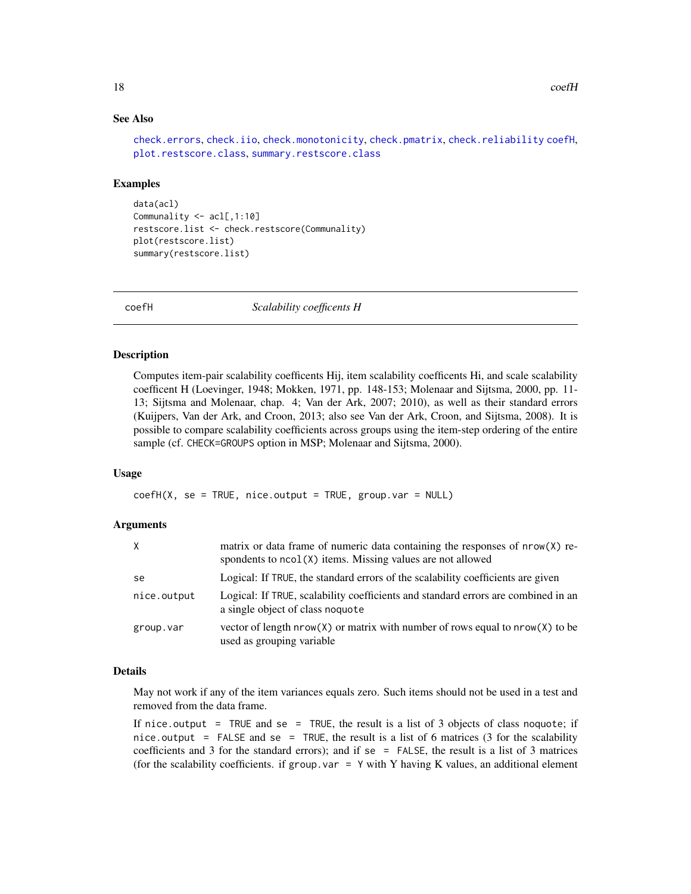## See Also

check.errors, check.iio, check.monotonicity, check.pmatrix, check.reliability coefH, plot.restscore.class, summary.restscore.class

## Examples

```
data(acl)
Communality <- acl[,1:10]
restscore.list <- check.restscore(Communality)
plot(restscore.list)
summary(restscore.list)
```

---

# coefH *Scalability coefficents H*

## Description

Computes item-pair scalability coefficents Hij, item scalability coefficents Hi, and scale scalability coefficent H (Loevinger, 1948; Mokken, 1971, pp. 148-153; Molenaar and Sijtsma, 2000, pp. 11-13; Sijtsma and Molenaar, chap. 4; Van der Ark, 2007; 2010), as well as their standard errors (Kuijpers, Van der Ark, and Croon, 2013; also see Van der Ark, Croon, and Sijtsma, 2008). It is possible to compare scalability coefficients across groups using the item-step ordering of the entire sample (cf. `CHECK=GROUPS` option in MSP; Molenaar and Sijtsma, 2000).

## Usage

```
coefH(X, se = TRUE, nice.output = TRUE, group.var = NULL)
```

## Arguments

| | |
|---|---|
| `X` | matrix or data frame of numeric data containing the responses of `nrow(X)` respondents to `ncol(X)` items. Missing values are not allowed |
| `se` | Logical: If `TRUE`, the standard errors of the scalability coefficients are given |
| `nice.output` | Logical: If `TRUE`, scalability coefficients and standard errors are combined in an a single object of class `noquote` |
| `group.var` | vector of length `nrow(X)` or matrix with number of rows equal to `nrow(X)` to be used as grouping variable |

## Details

May not work if any of the item variances equals zero. Such items should not be used in a test and removed from the data frame.

If `nice.output = TRUE` and `se = TRUE`, the result is a list of 3 objects of class `noquote`; if `nice.output = FALSE` and `se = TRUE`, the result is a list of 6 matrices (3 for the scalability coefficients and 3 for the standard errors); and if `se = FALSE`, the result is a list of 3 matrices (for the scalability coefficients. if `group.var = Y` with Y having K values, an additional element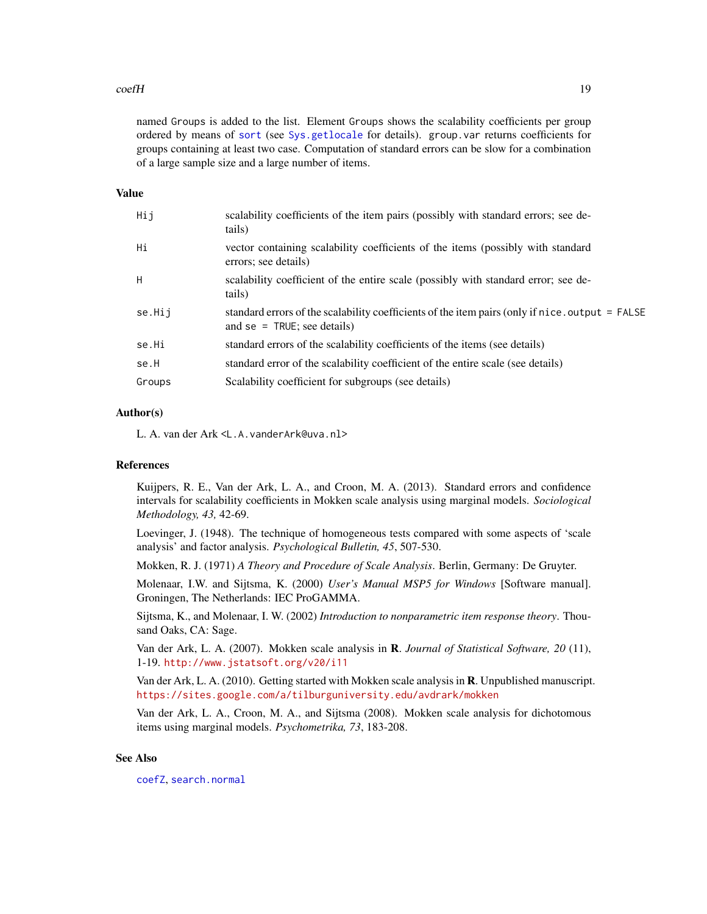named `Groups` is added to the list. Element `Groups` shows the scalability coefficients per group ordered by means of `sort` (see `Sys.getlocale` for details). `group.var` returns coefficients for groups containing at least two case. Computation of standard errors can be slow for a combination of a large sample size and a large number of items.

## Value

| | |
|---|---|
| `Hij` | scalability coefficients of the item pairs (possibly with standard errors; see details) |
| `Hi` | vector containing scalability coefficients of the items (possibly with standard errors; see details) |
| `H` | scalability coefficient of the entire scale (possibly with standard error; see details) |
| `se.Hij` | standard errors of the scalability coefficients of the item pairs (only if `nice.output = FALSE` and `se = TRUE`; see details) |
| `se.Hi` | standard errors of the scalability coefficients of the items (see details) |
| `se.H` | standard error of the scalability coefficient of the entire scale (see details) |
| `Groups` | Scalability coefficient for subgroups (see details) |

## Author(s)

L. A. van der Ark <L.A.vanderArk@uva.nl>

## References

Kuijpers, R. E., Van der Ark, L. A., and Croon, M. A. (2013). Standard errors and confidence intervals for scalability coefficients in Mokken scale analysis using marginal models. *Sociological Methodology, 43,* 42-69.

Loevinger, J. (1948). The technique of homogeneous tests compared with some aspects of 'scale analysis' and factor analysis. *Psychological Bulletin, 45*, 507-530.

Mokken, R. J. (1971) *A Theory and Procedure of Scale Analysis*. Berlin, Germany: De Gruyter.

Molenaar, I.W. and Sijtsma, K. (2000) *User's Manual MSP5 for Windows* [Software manual]. Groningen, The Netherlands: IEC ProGAMMA.

Sijtsma, K., and Molenaar, I. W. (2002) *Introduction to nonparametric item response theory*. Thousand Oaks, CA: Sage.

Van der Ark, L. A. (2007). Mokken scale analysis in **R**. *Journal of Statistical Software, 20* (11), 1-19. http://www.jstatsoft.org/v20/i11

Van der Ark, L. A. (2010). Getting started with Mokken scale analysis in **R**. Unpublished manuscript. https://sites.google.com/a/tilburguniversity.edu/avdrark/mokken

Van der Ark, L. A., Croon, M. A., and Sijtsma (2008). Mokken scale analysis for dichotomous items using marginal models. *Psychometrika, 73*, 183-208.

## See Also

`coefZ`, `search.normal`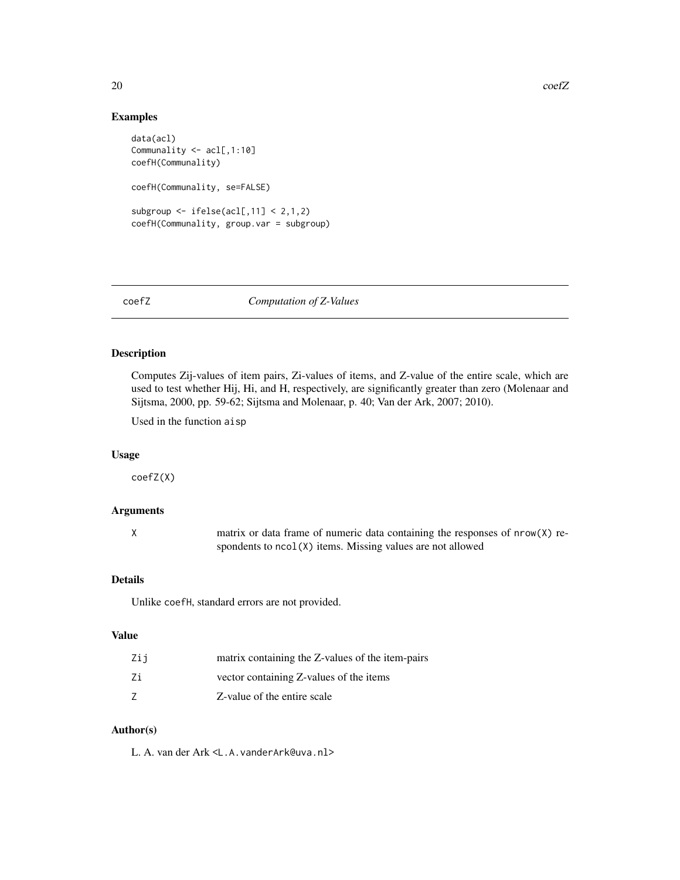## Examples

```
data(acl)
Communality <- acl[,1:10]
coefH(Communality)

coefH(Communality, se=FALSE)

subgroup <- ifelse(acl[,11] < 2,1,2)
coefH(Communality, group.var = subgroup)
```

---

# coefZ *Computation of Z-Values*

---

## Description

Computes Zij-values of item pairs, Zi-values of items, and Z-value of the entire scale, which are used to test whether Hij, Hi, and H, respectively, are significantly greater than zero (Molenaar and Sijtsma, 2000, pp. 59-62; Sijtsma and Molenaar, p. 40; Van der Ark, 2007; 2010).

Used in the function `aisp`

## Usage

```
coefZ(X)
```

## Arguments

| | |
|---|---|
| `X` | matrix or data frame of numeric data containing the responses of `nrow(X)` respondents to `ncol(X)` items. Missing values are not allowed |

## Details

Unlike `coefH`, standard errors are not provided.

## Value

| | |
|---|---|
| `Zij` | matrix containing the Z-values of the item-pairs |
| `Zi` | vector containing Z-values of the items |
| `Z` | Z-value of the entire scale |

## Author(s)

L. A. van der Ark <`L.A.vanderArk@uva.nl`>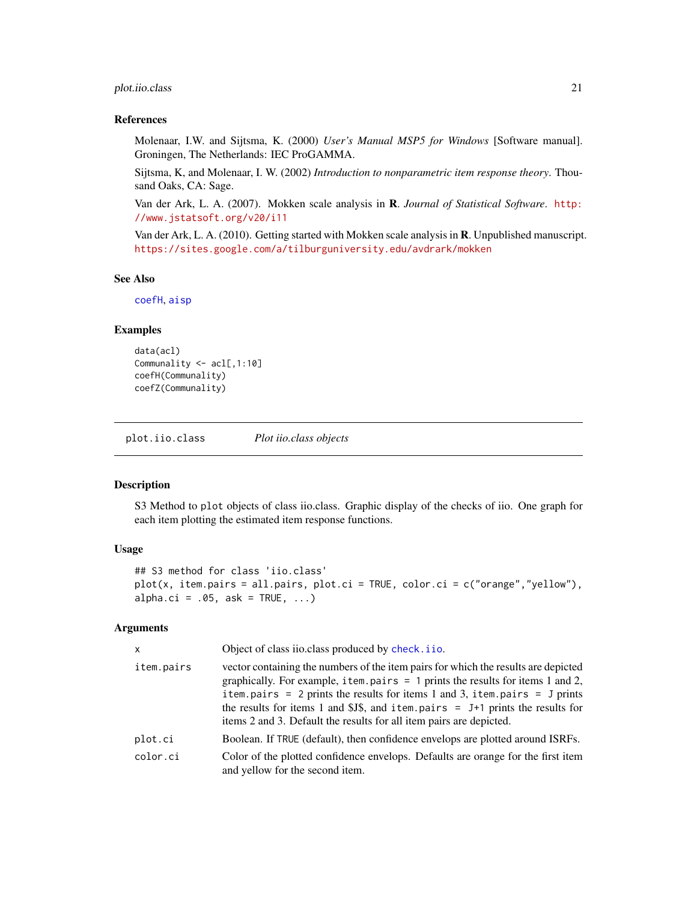### References

Molenaar, I.W. and Sijtsma, K. (2000) *User's Manual MSP5 for Windows* [Software manual]. Groningen, The Netherlands: IEC ProGAMMA.

Sijtsma, K, and Molenaar, I. W. (2002) *Introduction to nonparametric item response theory*. Thousand Oaks, CA: Sage.

Van der Ark, L. A. (2007). Mokken scale analysis in **R**. *Journal of Statistical Software*. http://www.jstatsoft.org/v20/i11

Van der Ark, L. A. (2010). Getting started with Mokken scale analysis in **R**. Unpublished manuscript. https://sites.google.com/a/tilburguniversity.edu/avdrark/mokken

### See Also

coefH, aisp

### Examples

```
data(acl)
Communality <- acl[,1:10]
coefH(Communality)
coefZ(Communality)
```

---

## plot.iio.class *Plot iio.class objects*

---

### Description

S3 Method to plot objects of class iio.class. Graphic display of the checks of iio. One graph for each item plotting the estimated item response functions.

### Usage

```
## S3 method for class 'iio.class'
plot(x, item.pairs = all.pairs, plot.ci = TRUE, color.ci = c("orange","yellow"),
alpha.ci = .05, ask = TRUE, ...)
```

### Arguments

| | |
|---|---|
| x | Object of class iio.class produced by check.iio. |
| item.pairs | vector containing the numbers of the item pairs for which the results are depicted graphically. For example, item.pairs = 1 prints the results for items 1 and 2, item.pairs = 2 prints the results for items 1 and 3, item.pairs = J prints the results for items 1 and $J$, and item.pairs = J+1 prints the results for items 2 and 3. Default the results for all item pairs are depicted. |
| plot.ci | Boolean. If TRUE (default), then confidence envelops are plotted around ISRFs. |
| color.ci | Color of the plotted confidence envelops. Defaults are orange for the first item and yellow for the second item. |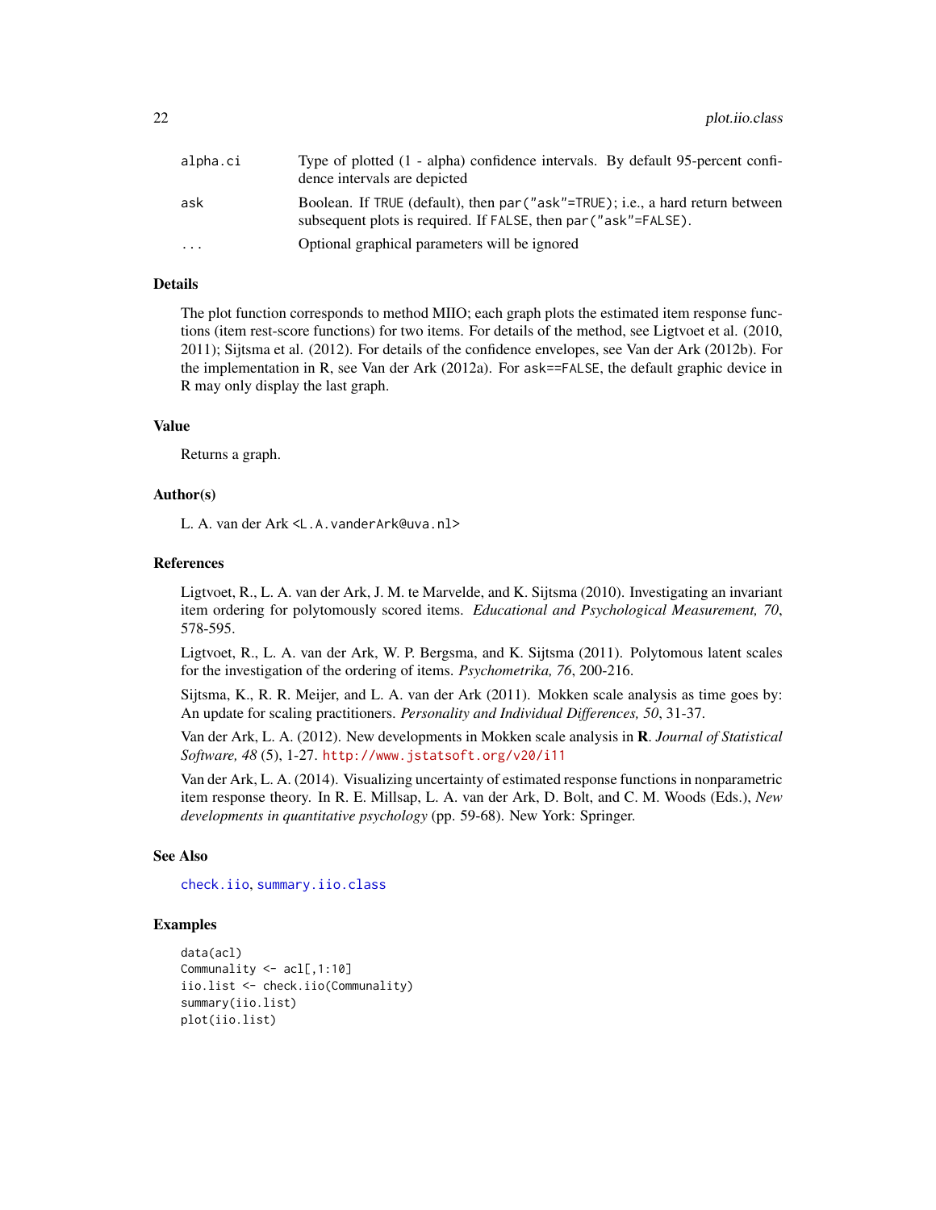| | |
|---|---|
| alpha.ci | Type of plotted (1 - alpha) confidence intervals. By default 95-percent confidence intervals are depicted |
| ask | Boolean. If TRUE (default), then par("ask"=TRUE); i.e., a hard return between subsequent plots is required. If FALSE, then par("ask"=FALSE). |
| ... | Optional graphical parameters will be ignored |

## Details

The plot function corresponds to method MIIO; each graph plots the estimated item response functions (item rest-score functions) for two items. For details of the method, see Ligtvoet et al. (2010, 2011); Sijtsma et al. (2012). For details of the confidence envelopes, see Van der Ark (2012b). For the implementation in R, see Van der Ark (2012a). For ask==FALSE, the default graphic device in R may only display the last graph.

## Value

Returns a graph.

## Author(s)

L. A. van der Ark <L.A.vanderArk@uva.nl>

## References

Ligtvoet, R., L. A. van der Ark, J. M. te Marvelde, and K. Sijtsma (2010). Investigating an invariant item ordering for polytomously scored items. *Educational and Psychological Measurement, 70*, 578-595.

Ligtvoet, R., L. A. van der Ark, W. P. Bergsma, and K. Sijtsma (2011). Polytomous latent scales for the investigation of the ordering of items. *Psychometrika, 76*, 200-216.

Sijtsma, K., R. R. Meijer, and L. A. van der Ark (2011). Mokken scale analysis as time goes by: An update for scaling practitioners. *Personality and Individual Differences, 50*, 31-37.

Van der Ark, L. A. (2012). New developments in Mokken scale analysis in **R**. *Journal of Statistical Software, 48* (5), 1-27. http://www.jstatsoft.org/v20/i11

Van der Ark, L. A. (2014). Visualizing uncertainty of estimated response functions in nonparametric item response theory. In R. E. Millsap, L. A. van der Ark, D. Bolt, and C. M. Woods (Eds.), *New developments in quantitative psychology* (pp. 59-68). New York: Springer.

## See Also

check.iio, summary.iio.class

## Examples

```
data(acl)
Communality <- acl[,1:10]
iio.list <- check.iio(Communality)
summary(iio.list)
plot(iio.list)
```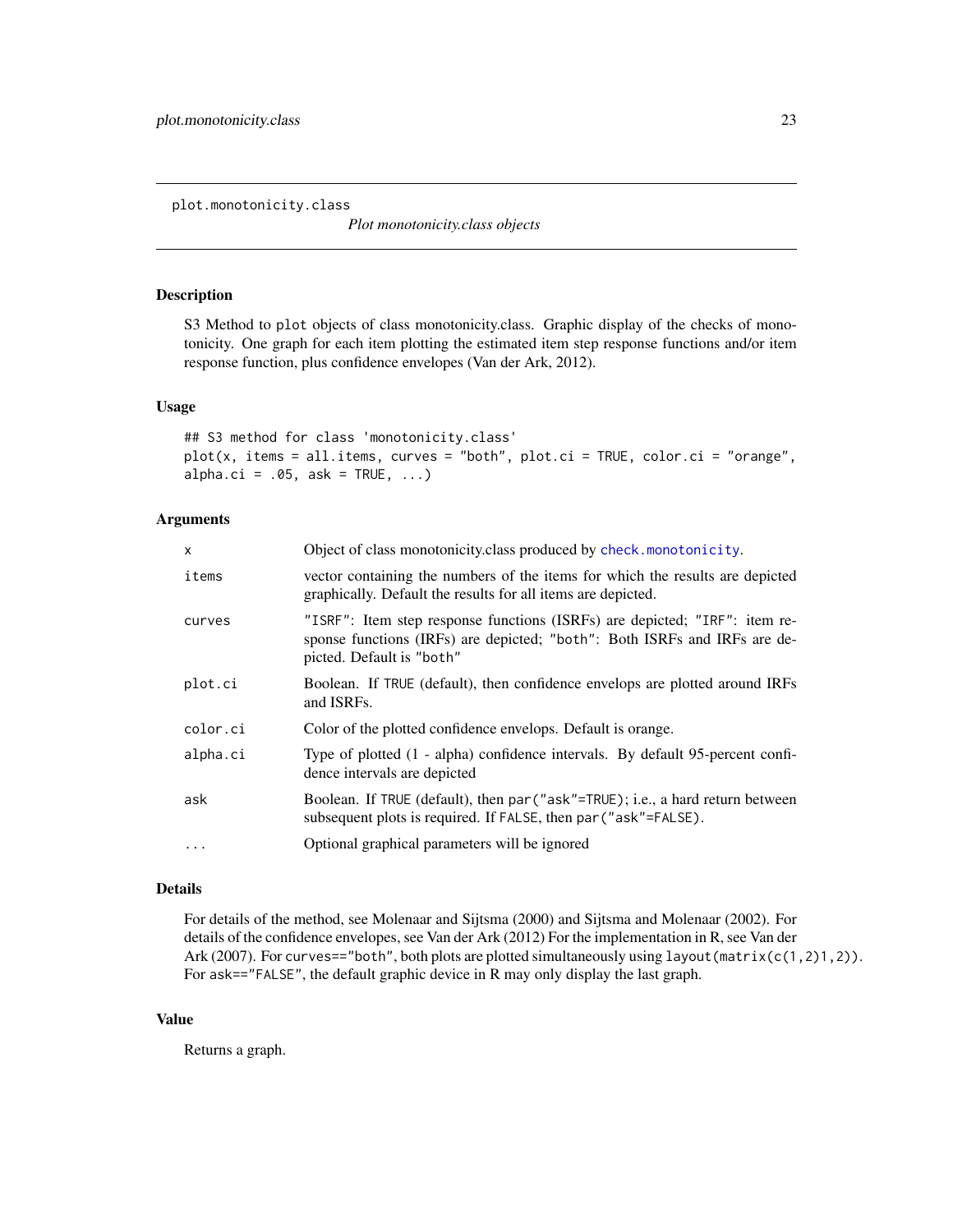# plot.monotonicity.class

*Plot monotonicity.class objects*

## Description

S3 Method to `plot` objects of class monotonicity.class. Graphic display of the checks of monotonicity. One graph for each item plotting the estimated item step response functions and/or item response function, plus confidence envelopes (Van der Ark, 2012).

## Usage

```
## S3 method for class 'monotonicity.class'
plot(x, items = all.items, curves = "both", plot.ci = TRUE, color.ci = "orange",
alpha.ci = .05, ask = TRUE, ...)
```

## Arguments

| Argument | Description |
|---|---|
| `x` | Object of class monotonicity.class produced by `check.monotonicity`. |
| `items` | vector containing the numbers of the items for which the results are depicted graphically. Default the results for all items are depicted. |
| `curves` | `"ISRF"`: Item step response functions (ISRFs) are depicted; `"IRF"`: item response functions (IRFs) are depicted; `"both"`: Both ISRFs and IRFs are depicted. Default is `"both"` |
| `plot.ci` | Boolean. If `TRUE` (default), then confidence envelops are plotted around IRFs and ISRFs. |
| `color.ci` | Color of the plotted confidence envelops. Default is orange. |
| `alpha.ci` | Type of plotted (1 - alpha) confidence intervals. By default 95-percent confidence intervals are depicted |
| `ask` | Boolean. If `TRUE` (default), then `par("ask"=TRUE)`; i.e., a hard return between subsequent plots is required. If `FALSE`, then `par("ask"=FALSE)`. |
| `...` | Optional graphical parameters will be ignored |

## Details

For details of the method, see Molenaar and Sijtsma (2000) and Sijtsma and Molenaar (2002). For details of the confidence envelopes, see Van der Ark (2012) For the implementation in R, see Van der Ark (2007). For `curves=="both"`, both plots are plotted simultaneously using `layout(matrix(c(1,2)1,2))`. For `ask=="FALSE"`, the default graphic device in R may only display the last graph.

## Value

Returns a graph.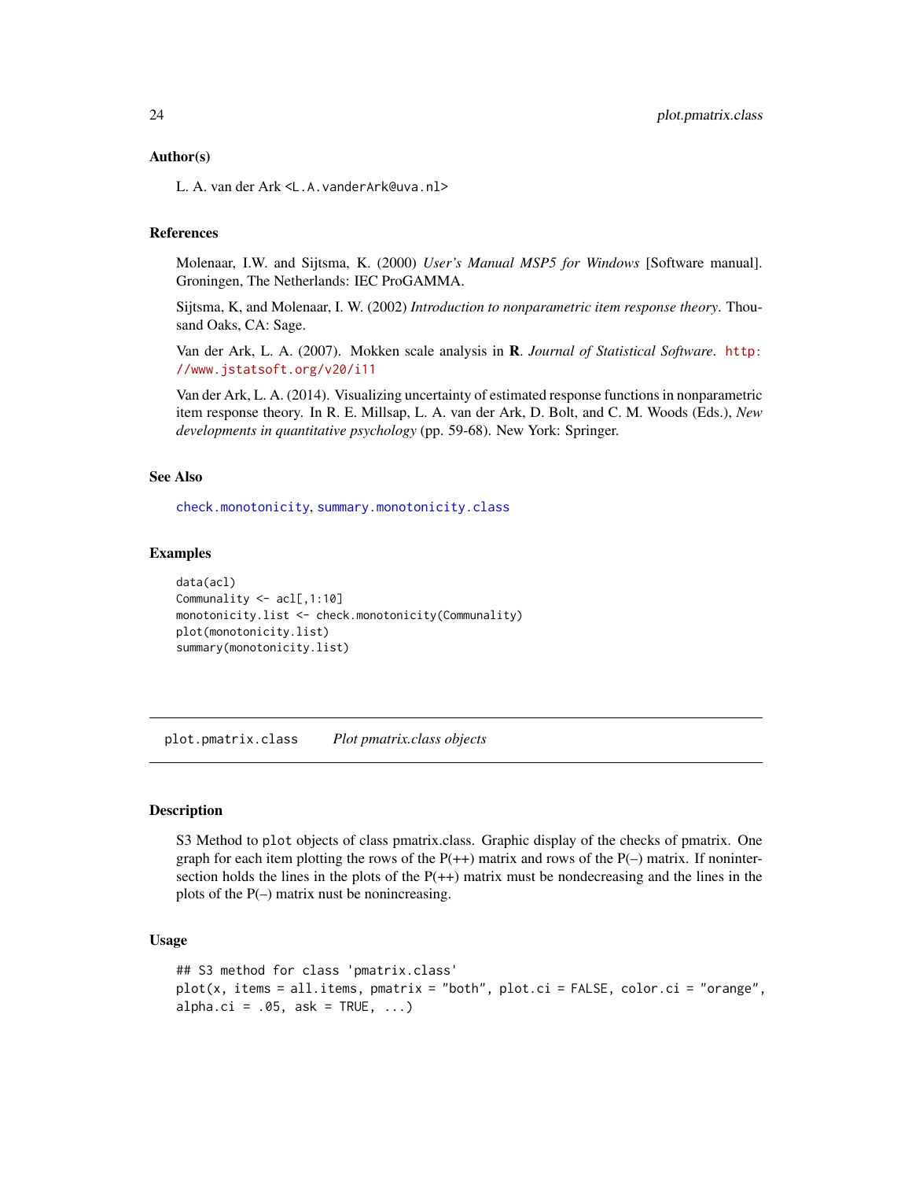### Author(s)

L. A. van der Ark <L.A.vanderArk@uva.nl>

### References

Molenaar, I.W. and Sijtsma, K. (2000) *User's Manual MSP5 for Windows* [Software manual]. Groningen, The Netherlands: IEC ProGAMMA.

Sijtsma, K, and Molenaar, I. W. (2002) *Introduction to nonparametric item response theory*. Thousand Oaks, CA: Sage.

Van der Ark, L. A. (2007). Mokken scale analysis in **R**. *Journal of Statistical Software*. http://www.jstatsoft.org/v20/i11

Van der Ark, L. A. (2014). Visualizing uncertainty of estimated response functions in nonparametric item response theory. In R. E. Millsap, L. A. van der Ark, D. Bolt, and C. M. Woods (Eds.), *New developments in quantitative psychology* (pp. 59-68). New York: Springer.

### See Also

check.monotonicity, summary.monotonicity.class

### Examples

```
data(acl)
Communality <- acl[,1:10]
monotonicity.list <- check.monotonicity(Communality)
plot(monotonicity.list)
summary(monotonicity.list)
```

---

## plot.pmatrix.class *Plot pmatrix.class objects*

### Description

S3 Method to plot objects of class pmatrix.class. Graphic display of the checks of pmatrix. One graph for each item plotting the rows of the P(++) matrix and rows of the P(–) matrix. If nonintersection holds the lines in the plots of the P(++) matrix must be nondecreasing and the lines in the plots of the P(–) matrix nust be nonincreasing.

### Usage

```
## S3 method for class 'pmatrix.class'
plot(x, items = all.items, pmatrix = "both", plot.ci = FALSE, color.ci = "orange",
alpha.ci = .05, ask = TRUE, ...)
```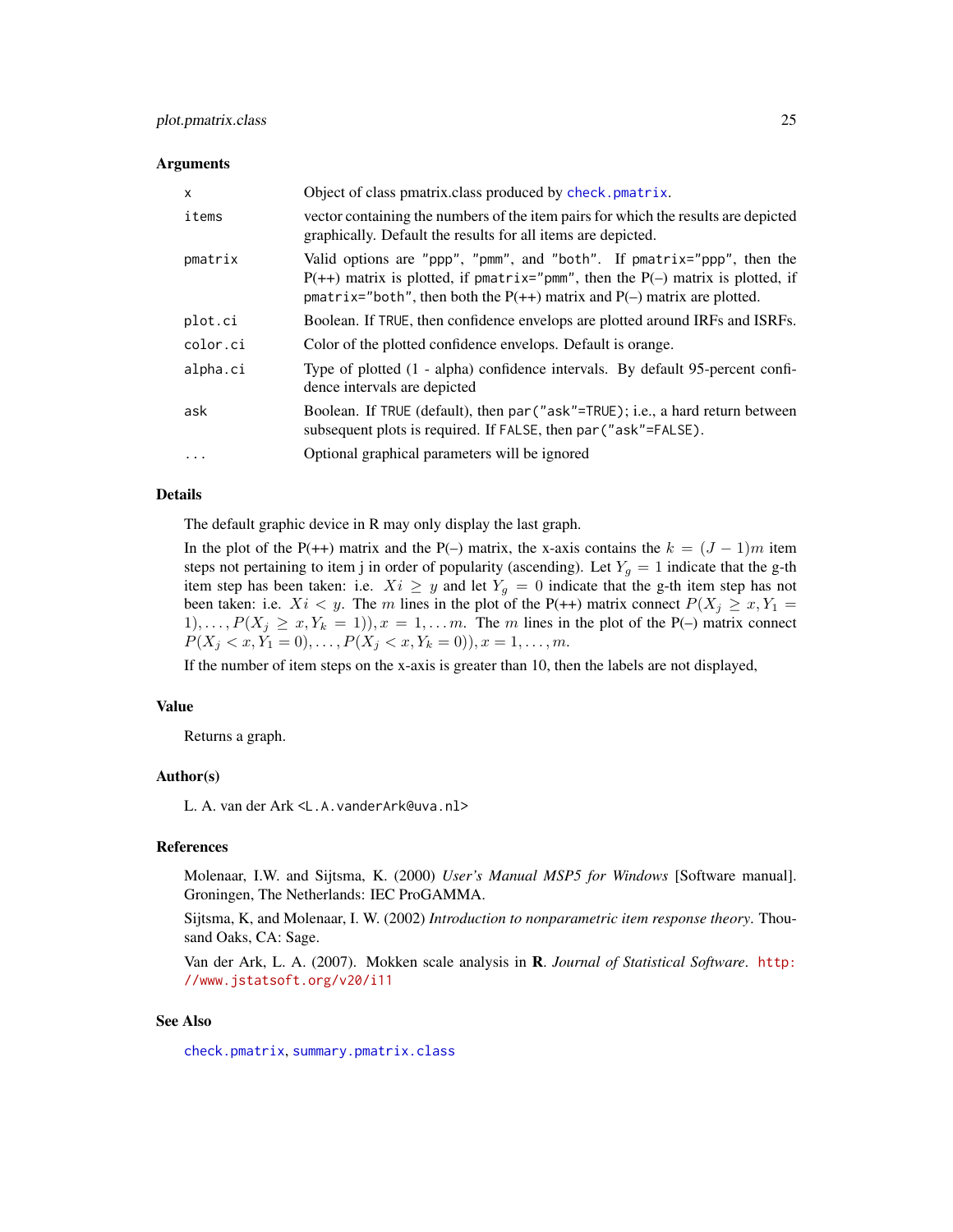### Arguments

| | |
|---|---|
| `x` | Object of class pmatrix.class produced by `check.pmatrix`. |
| `items` | vector containing the numbers of the item pairs for which the results are depicted graphically. Default the results for all items are depicted. |
| `pmatrix` | Valid options are `"ppp"`, `"pmm"`, and `"both"`. If `pmatrix="ppp"`, then the P(++) matrix is plotted, if `pmatrix="pmm"`, then the P(–) matrix is plotted, if `pmatrix="both"`, then both the P(++) matrix and P(–) matrix are plotted. |
| `plot.ci` | Boolean. If `TRUE`, then confidence envelops are plotted around IRFs and ISRFs. |
| `color.ci` | Color of the plotted confidence envelops. Default is orange. |
| `alpha.ci` | Type of plotted (1 - alpha) confidence intervals. By default 95-percent confidence intervals are depicted |
| `ask` | Boolean. If `TRUE` (default), then `par("ask"=TRUE)`; i.e., a hard return between subsequent plots is required. If `FALSE`, then `par("ask"=FALSE)`. |
| `...` | Optional graphical parameters will be ignored |

### Details

The default graphic device in R may only display the last graph.

In the plot of the P(++) matrix and the P(–) matrix, the x-axis contains the $k = (J-1)m$ item steps not pertaining to item j in order of popularity (ascending). Let $Y_g = 1$ indicate that the g-th item step has been taken: i.e. $Xi \geq y$ and let $Y_g = 0$ indicate that the g-th item step has not been taken: i.e. $Xi < y$. The $m$ lines in the plot of the P(++) matrix connect $P(X_j \geq x, Y_1 = 1), \ldots, P(X_j \geq x, Y_k = 1)), x = 1, \ldots m$. The $m$ lines in the plot of the P(–) matrix connect $P(X_j < x, Y_1 = 0), \ldots, P(X_j < x, Y_k = 0)), x = 1, \ldots, m$.

If the number of item steps on the x-axis is greater than 10, then the labels are not displayed,

### Value

Returns a graph.

### Author(s)

L. A. van der Ark <L.A.vanderArk@uva.nl>

### References

Molenaar, I.W. and Sijtsma, K. (2000) *User's Manual MSP5 for Windows* [Software manual]. Groningen, The Netherlands: IEC ProGAMMA.

Sijtsma, K, and Molenaar, I. W. (2002) *Introduction to nonparametric item response theory*. Thousand Oaks, CA: Sage.

Van der Ark, L. A. (2007). Mokken scale analysis in **R**. *Journal of Statistical Software*. http://www.jstatsoft.org/v20/i11

### See Also

`check.pmatrix`, `summary.pmatrix.class`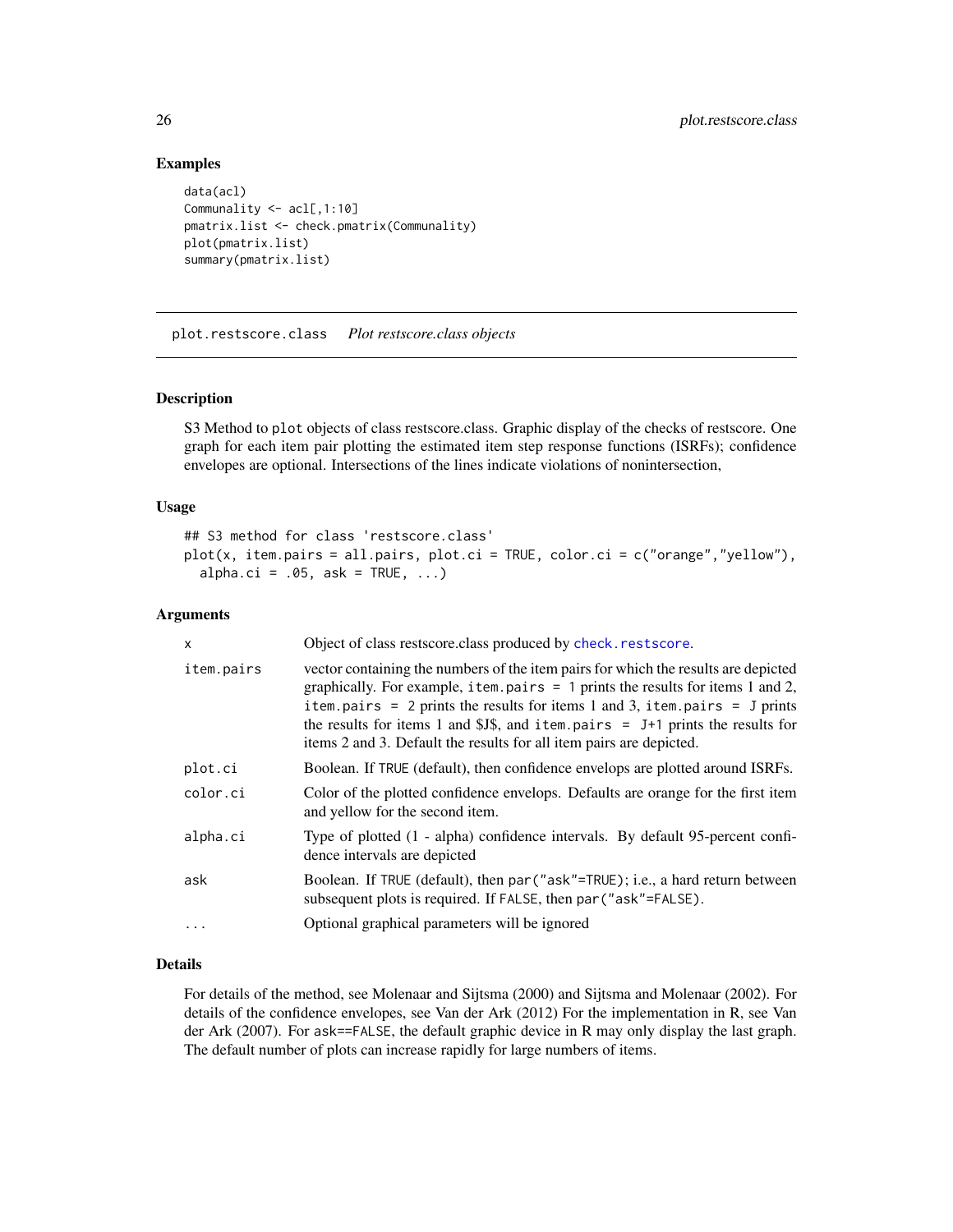## Examples

```
data(acl)
Communality <- acl[,1:10]
pmatrix.list <- check.pmatrix(Communality)
plot(pmatrix.list)
summary(pmatrix.list)
```

---

# plot.restscore.class    *Plot restscore.class objects*

---

## Description

S3 Method to `plot` objects of class restscore.class. Graphic display of the checks of restscore. One graph for each item pair plotting the estimated item step response functions (ISRFs); confidence envelopes are optional. Intersections of the lines indicate violations of nonintersection,

## Usage

```
## S3 method for class 'restscore.class'
plot(x, item.pairs = all.pairs, plot.ci = TRUE, color.ci = c("orange","yellow"),
  alpha.ci = .05, ask = TRUE, ...)
```

## Arguments

| | |
|---|---|
| `x` | Object of class restscore.class produced by `check.restscore`. |
| `item.pairs` | vector containing the numbers of the item pairs for which the results are depicted graphically. For example, `item.pairs = 1` prints the results for items 1 and 2, `item.pairs = 2` prints the results for items 1 and 3, `item.pairs = J` prints the results for items 1 and $J$, and `item.pairs = J+1` prints the results for items 2 and 3. Default the results for all item pairs are depicted. |
| `plot.ci` | Boolean. If `TRUE` (default), then confidence envelops are plotted around ISRFs. |
| `color.ci` | Color of the plotted confidence envelops. Defaults are orange for the first item and yellow for the second item. |
| `alpha.ci` | Type of plotted (1 - alpha) confidence intervals. By default 95-percent confidence intervals are depicted |
| `ask` | Boolean. If `TRUE` (default), then `par("ask"=TRUE)`; i.e., a hard return between subsequent plots is required. If `FALSE`, then `par("ask"=FALSE)`. |
| `...` | Optional graphical parameters will be ignored |

## Details

For details of the method, see Molenaar and Sijtsma (2000) and Sijtsma and Molenaar (2002). For details of the confidence envelopes, see Van der Ark (2012) For the implementation in R, see Van der Ark (2007). For `ask==FALSE`, the default graphic device in R may only display the last graph. The default number of plots can increase rapidly for large numbers of items.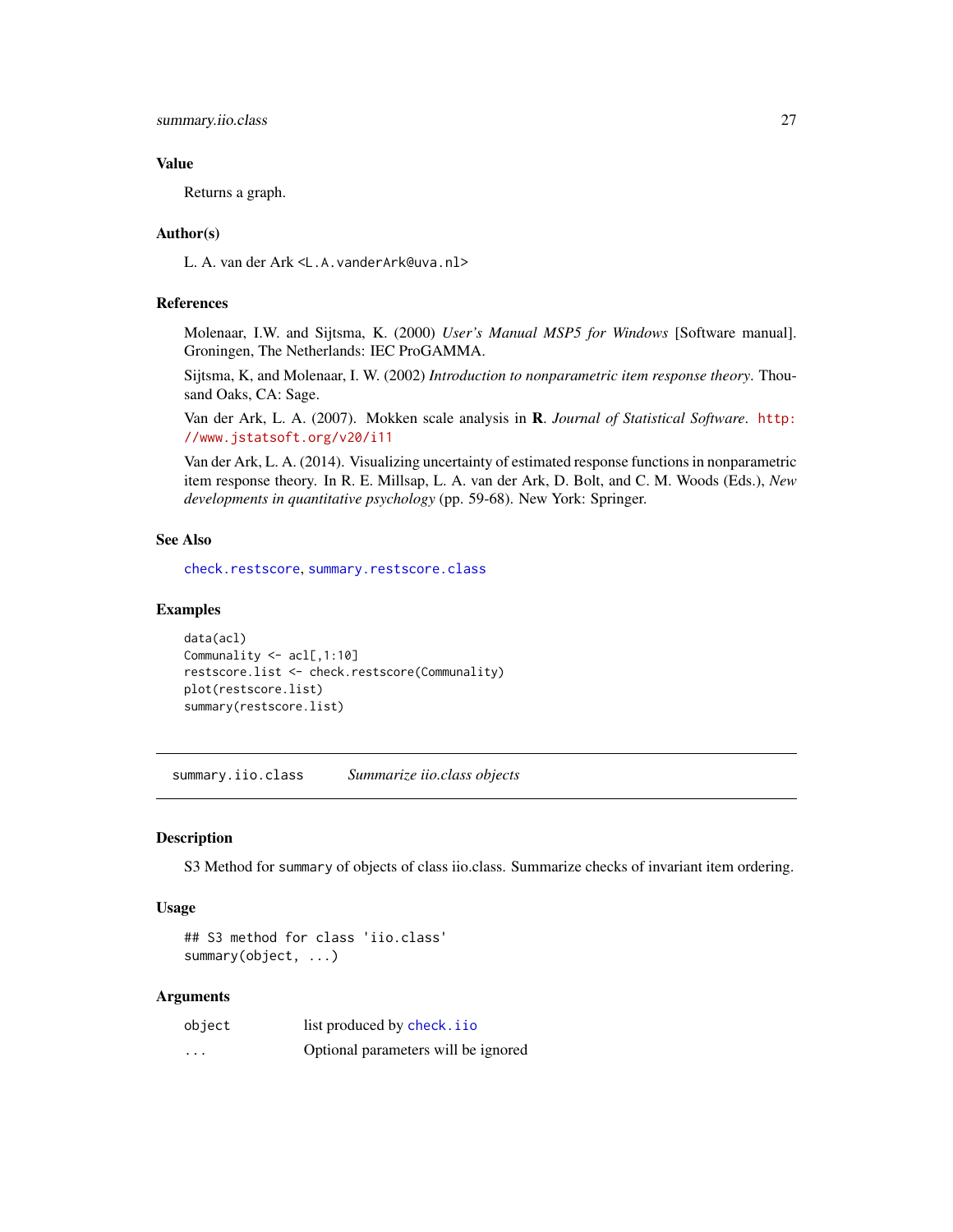### Value

Returns a graph.

### Author(s)

L. A. van der Ark <L.A.vanderArk@uva.nl>

### References

Molenaar, I.W. and Sijtsma, K. (2000) *User's Manual MSP5 for Windows* [Software manual]. Groningen, The Netherlands: IEC ProGAMMA.

Sijtsma, K, and Molenaar, I. W. (2002) *Introduction to nonparametric item response theory*. Thousand Oaks, CA: Sage.

Van der Ark, L. A. (2007). Mokken scale analysis in **R**. *Journal of Statistical Software*. http://www.jstatsoft.org/v20/i11

Van der Ark, L. A. (2014). Visualizing uncertainty of estimated response functions in nonparametric item response theory. In R. E. Millsap, L. A. van der Ark, D. Bolt, and C. M. Woods (Eds.), *New developments in quantitative psychology* (pp. 59-68). New York: Springer.

### See Also

`check.restscore`, `summary.restscore.class`

### Examples

```
data(acl)
Communality <- acl[,1:10]
restscore.list <- check.restscore(Communality)
plot(restscore.list)
summary(restscore.list)
```

---

## summary.iio.class — *Summarize iio.class objects*

### Description

S3 Method for `summary` of objects of class iio.class. Summarize checks of invariant item ordering.

### Usage

```
## S3 method for class 'iio.class'
summary(object, ...)
```

### Arguments

| | |
|---|---|
| `object` | list produced by `check.iio` |
| `...` | Optional parameters will be ignored |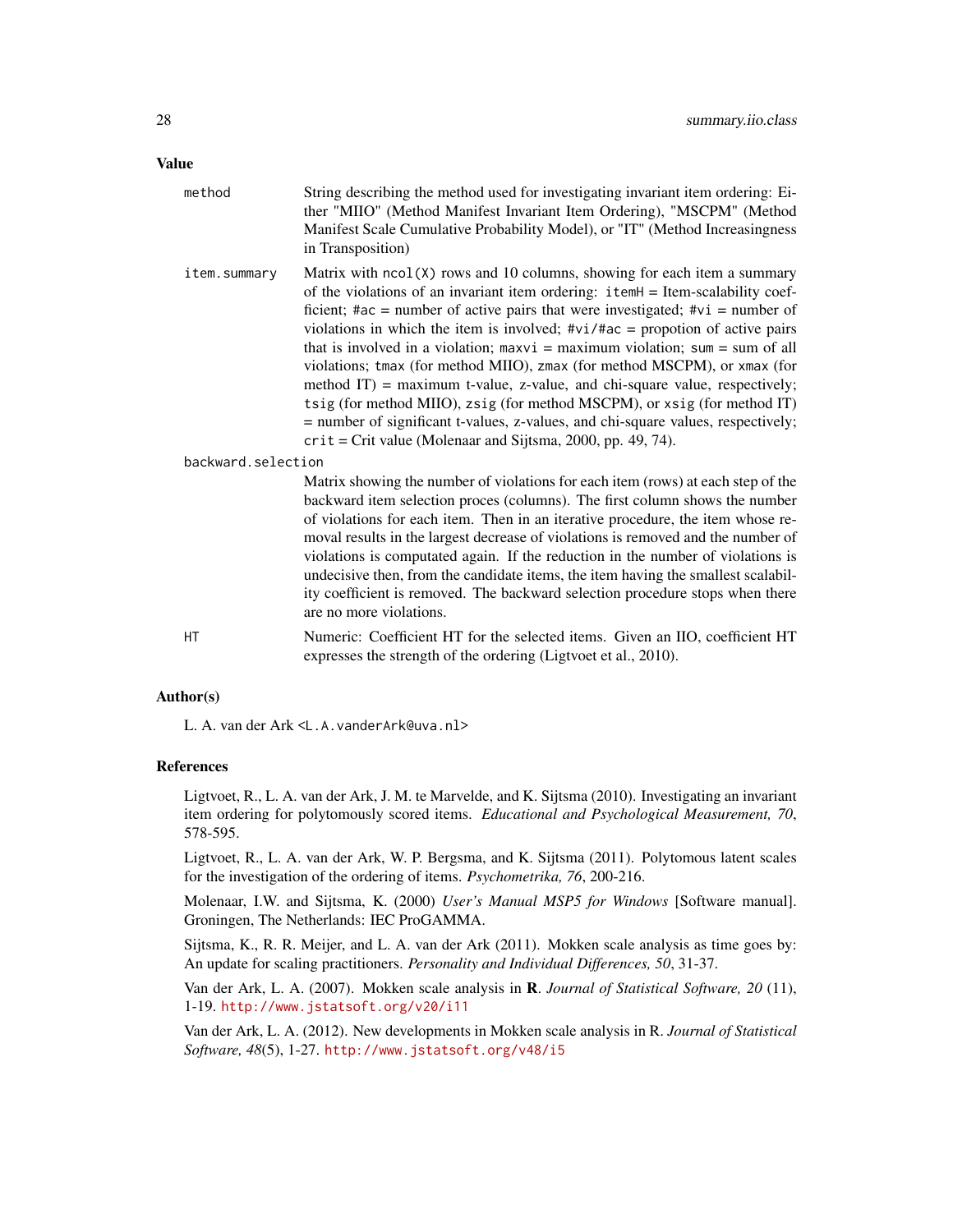## Value

- `method` — String describing the method used for investigating invariant item ordering: Either "MIIO" (Method Manifest Invariant Item Ordering), "MSCPM" (Method Manifest Scale Cumulative Probability Model), or "IT" (Method Increasingness in Transposition)
- `item.summary` — Matrix with `ncol(X)` rows and 10 columns, showing for each item a summary of the violations of an invariant item ordering: `itemH` = Item-scalability coefficient; `#ac` = number of active pairs that were investigated; `#vi` = number of violations in which the item is involved; `#vi/#ac` = propotion of active pairs that is involved in a violation; `maxvi` = maximum violation; `sum` = sum of all violations; `tmax` (for method MIIO), `zmax` (for method MSCPM), or `xmax` (for method IT) = maximum t-value, z-value, and chi-square value, respectively; `tsig` (for method MIIO), `zsig` (for method MSCPM), or `xsig` (for method IT) = number of significant t-values, z-values, and chi-square values, respectively; `crit` = Crit value (Molenaar and Sijtsma, 2000, pp. 49, 74).
- `backward.selection` — Matrix showing the number of violations for each item (rows) at each step of the backward item selection proces (columns). The first column shows the number of violations for each item. Then in an iterative procedure, the item whose removal results in the largest decrease of violations is removed and the number of violations is computated again. If the reduction in the number of violations is undecisive then, from the candidate items, the item having the smallest scalability coefficient is removed. The backward selection procedure stops when there are no more violations.
- `HT` — Numeric: Coefficient HT for the selected items. Given an IIO, coefficient HT expresses the strength of the ordering (Ligtvoet et al., 2010).

## Author(s)

L. A. van der Ark <L.A.vanderArk@uva.nl>

## References

Ligtvoet, R., L. A. van der Ark, J. M. te Marvelde, and K. Sijtsma (2010). Investigating an invariant item ordering for polytomously scored items. *Educational and Psychological Measurement, 70*, 578-595.

Ligtvoet, R., L. A. van der Ark, W. P. Bergsma, and K. Sijtsma (2011). Polytomous latent scales for the investigation of the ordering of items. *Psychometrika, 76*, 200-216.

Molenaar, I.W. and Sijtsma, K. (2000) *User's Manual MSP5 for Windows* [Software manual]. Groningen, The Netherlands: IEC ProGAMMA.

Sijtsma, K., R. R. Meijer, and L. A. van der Ark (2011). Mokken scale analysis as time goes by: An update for scaling practitioners. *Personality and Individual Differences, 50*, 31-37.

Van der Ark, L. A. (2007). Mokken scale analysis in **R**. *Journal of Statistical Software, 20* (11), 1-19. http://www.jstatsoft.org/v20/i11

Van der Ark, L. A. (2012). New developments in Mokken scale analysis in R. *Journal of Statistical Software, 48*(5), 1-27. http://www.jstatsoft.org/v48/i5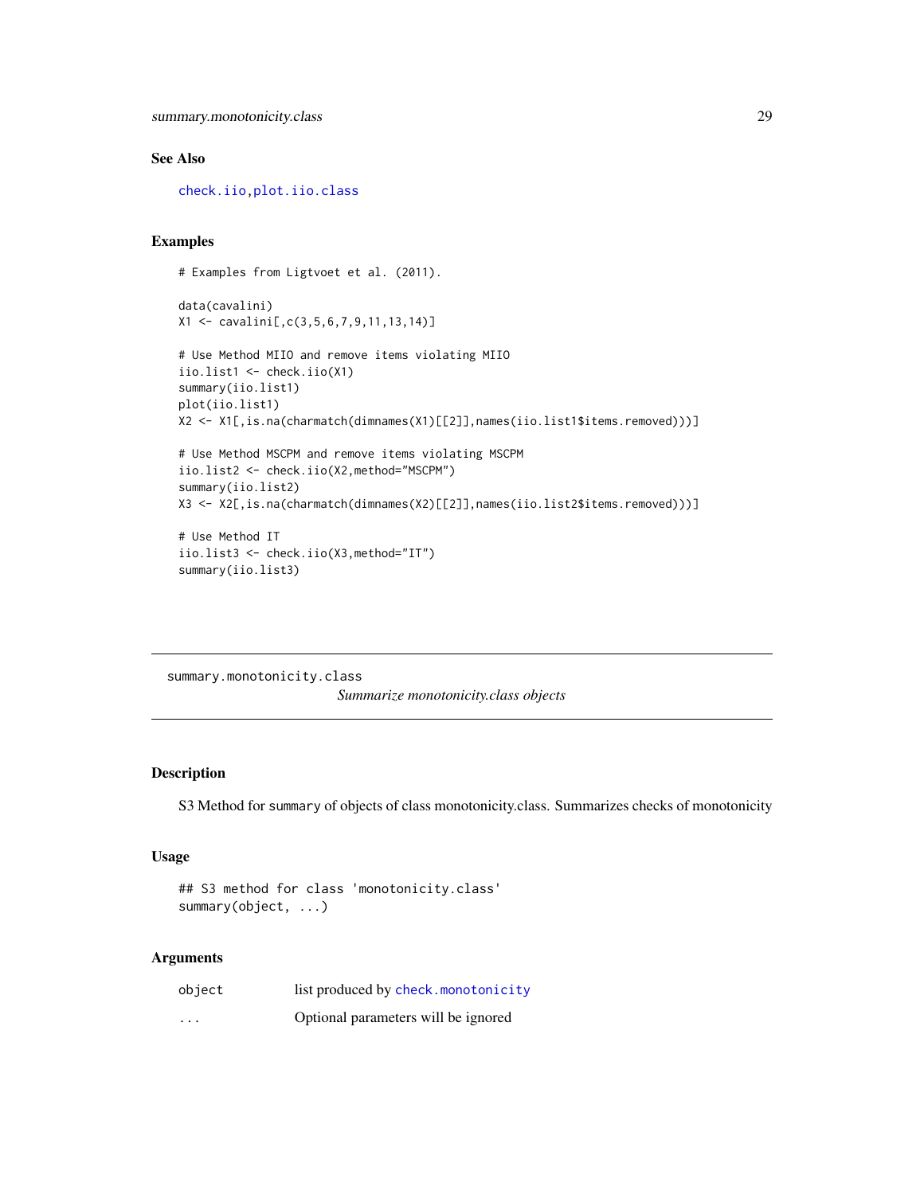### See Also

check.iio, plot.iio.class

### Examples

```
# Examples from Ligtvoet et al. (2011).

data(cavalini)
X1 <- cavalini[,c(3,5,6,7,9,11,13,14)]

# Use Method MIIO and remove items violating MIIO
iio.list1 <- check.iio(X1)
summary(iio.list1)
plot(iio.list1)
X2 <- X1[,is.na(charmatch(dimnames(X1)[[2]],names(iio.list1$items.removed)))]

# Use Method MSCPM and remove items violating MSCPM
iio.list2 <- check.iio(X2,method="MSCPM")
summary(iio.list2)
X3 <- X2[,is.na(charmatch(dimnames(X2)[[2]],names(iio.list2$items.removed)))]

# Use Method IT
iio.list3 <- check.iio(X3,method="IT")
summary(iio.list3)
```

---

## summary.monotonicity.class

*Summarize monotonicity.class objects*

---

### Description

S3 Method for summary of objects of class monotonicity.class. Summarizes checks of monotonicity

### Usage

```
## S3 method for class 'monotonicity.class'
summary(object, ...)
```

### Arguments

| | |
|---|---|
| object | list produced by check.monotonicity |
| ... | Optional parameters will be ignored |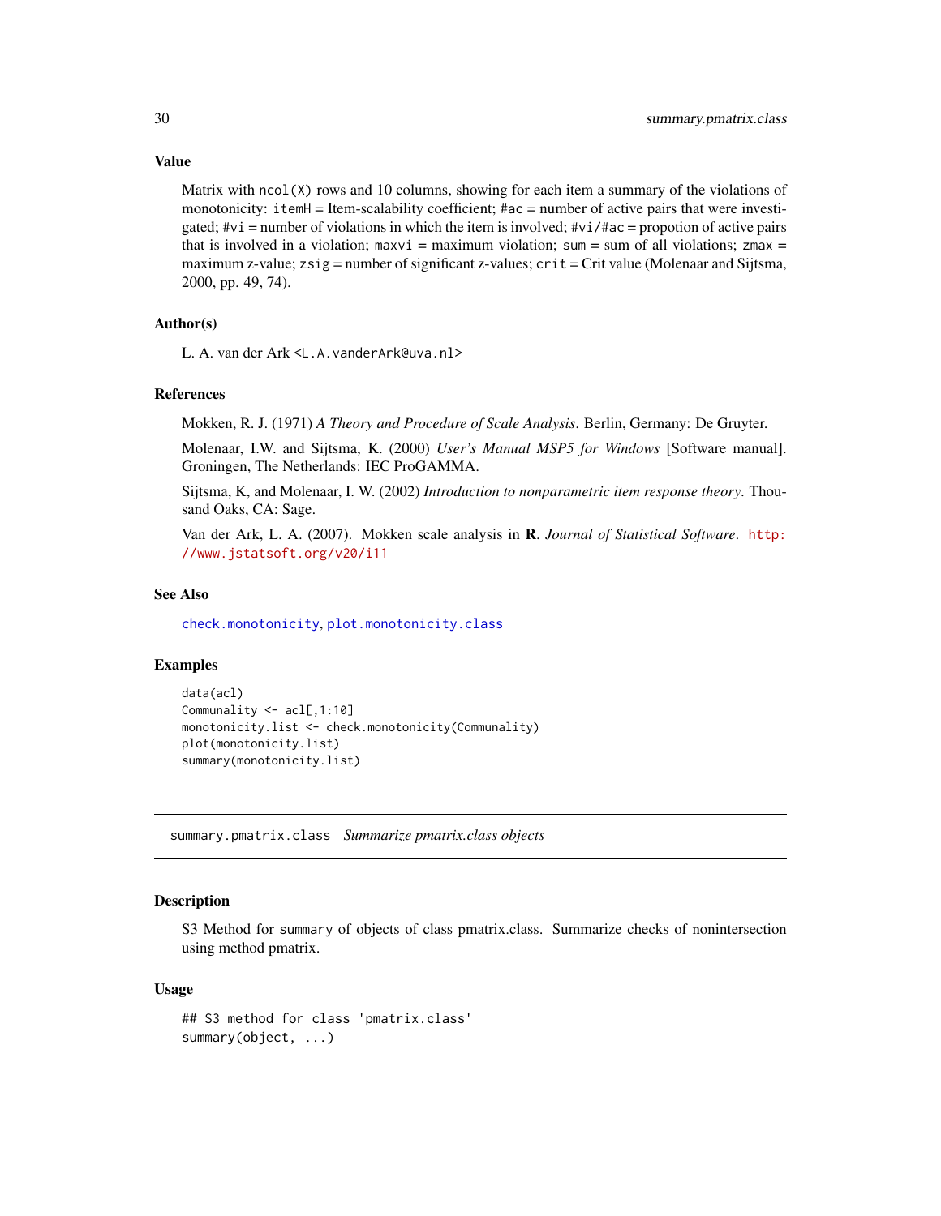### Value

Matrix with `ncol(X)` rows and 10 columns, showing for each item a summary of the violations of monotonicity: `itemH` = Item-scalability coefficient; `#ac` = number of active pairs that were investigated; `#vi` = number of violations in which the item is involved; `#vi/#ac` = propotion of active pairs that is involved in a violation; `maxvi` = maximum violation; `sum` = sum of all violations; `zmax` = maximum z-value; `zsig` = number of significant z-values; `crit` = Crit value (Molenaar and Sijtsma, 2000, pp. 49, 74).

### Author(s)

L. A. van der Ark <`L.A.vanderArk@uva.nl`>

### References

Mokken, R. J. (1971) *A Theory and Procedure of Scale Analysis*. Berlin, Germany: De Gruyter.

Molenaar, I.W. and Sijtsma, K. (2000) *User's Manual MSP5 for Windows* [Software manual]. Groningen, The Netherlands: IEC ProGAMMA.

Sijtsma, K, and Molenaar, I. W. (2002) *Introduction to nonparametric item response theory*. Thousand Oaks, CA: Sage.

Van der Ark, L. A. (2007). Mokken scale analysis in **R**. *Journal of Statistical Software*. http://www.jstatsoft.org/v20/i11

### See Also

`check.monotonicity`, `plot.monotonicity.class`

### Examples

```
data(acl)
Communality <- acl[,1:10]
monotonicity.list <- check.monotonicity(Communality)
plot(monotonicity.list)
summary(monotonicity.list)
```

---

## `summary.pmatrix.class` *Summarize pmatrix.class objects*

---

### Description

S3 Method for `summary` of objects of class pmatrix.class. Summarize checks of nonintersection using method pmatrix.

### Usage

```
## S3 method for class 'pmatrix.class'
summary(object, ...)
```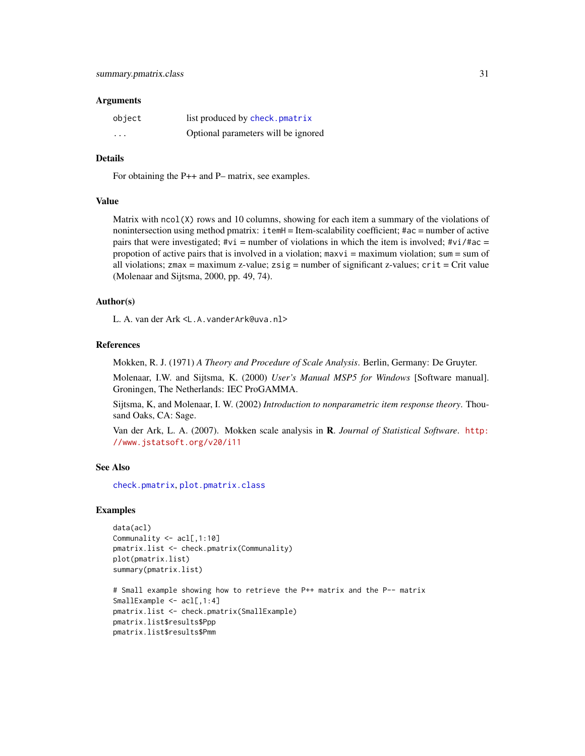### Arguments

| | |
|---|---|
| `object` | list produced by `check.pmatrix` |
| `...` | Optional parameters will be ignored |

### Details

For obtaining the P++ and P-- matrix, see examples.

### Value

Matrix with `ncol(X)` rows and 10 columns, showing for each item a summary of the violations of nonintersection using method pmatrix: `itemH` = Item-scalability coefficient; `#ac` = number of active pairs that were investigated; `#vi` = number of violations in which the item is involved; `#vi/#ac` = propotion of active pairs that is involved in a violation; `maxvi` = maximum violation; `sum` = sum of all violations; `zmax` = maximum z-value; `zsig` = number of significant z-values; `crit` = Crit value (Molenaar and Sijtsma, 2000, pp. 49, 74).

### Author(s)

L. A. van der Ark <L.A.vanderArk@uva.nl>

### References

Mokken, R. J. (1971) *A Theory and Procedure of Scale Analysis*. Berlin, Germany: De Gruyter.

Molenaar, I.W. and Sijtsma, K. (2000) *User's Manual MSP5 for Windows* [Software manual]. Groningen, The Netherlands: IEC ProGAMMA.

Sijtsma, K, and Molenaar, I. W. (2002) *Introduction to nonparametric item response theory*. Thousand Oaks, CA: Sage.

Van der Ark, L. A. (2007). Mokken scale analysis in **R**. *Journal of Statistical Software*. http://www.jstatsoft.org/v20/i11

### See Also

`check.pmatrix`, `plot.pmatrix.class`

### Examples

```
data(acl)
Communality <- acl[,1:10]
pmatrix.list <- check.pmatrix(Communality)
plot(pmatrix.list)
summary(pmatrix.list)

# Small example showing how to retrieve the P++ matrix and the P-- matrix
SmallExample <- acl[,1:4]
pmatrix.list <- check.pmatrix(SmallExample)
pmatrix.list$results$Ppp
pmatrix.list$results$Pmm
```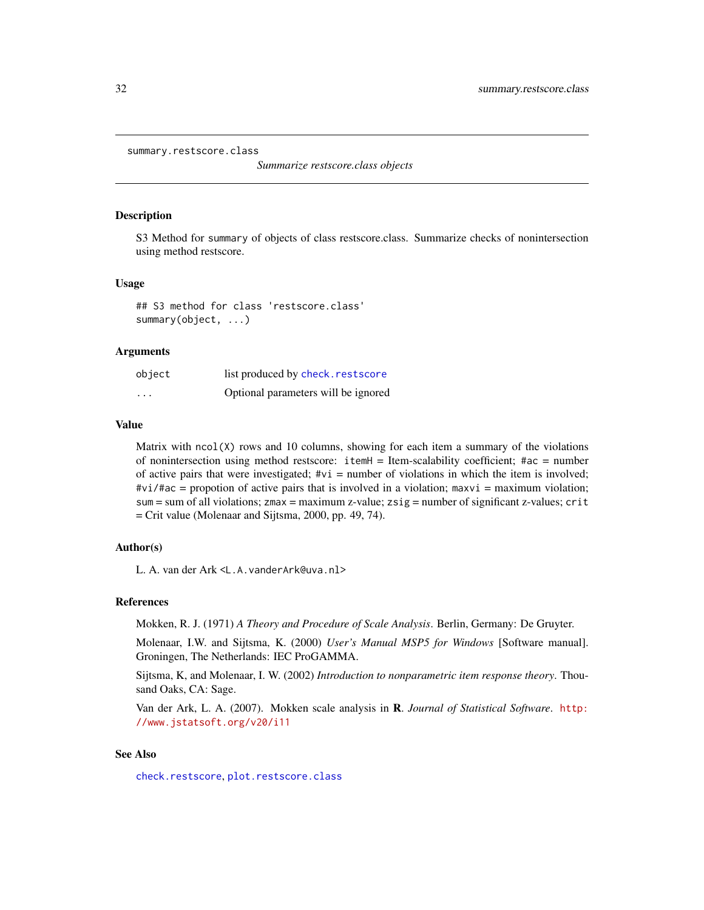# summary.restscore.class

*Summarize restscore.class objects*

## Description

S3 Method for `summary` of objects of class restscore.class. Summarize checks of nonintersection using method restscore.

## Usage

```
## S3 method for class 'restscore.class'
summary(object, ...)
```

## Arguments

| | |
|---|---|
| `object` | list produced by `check.restscore` |
| `...` | Optional parameters will be ignored |

## Value

Matrix with `ncol(X)` rows and 10 columns, showing for each item a summary of the violations of nonintersection using method restscore: `itemH` = Item-scalability coefficient; `#ac` = number of active pairs that were investigated; `#vi` = number of violations in which the item is involved; `#vi/#ac` = propotion of active pairs that is involved in a violation; `maxvi` = maximum violation; `sum` = sum of all violations; `zmax` = maximum z-value; `zsig` = number of significant z-values; `crit` = Crit value (Molenaar and Sijtsma, 2000, pp. 49, 74).

## Author(s)

L. A. van der Ark <`L.A.vanderArk@uva.nl`>

## References

Mokken, R. J. (1971) *A Theory and Procedure of Scale Analysis*. Berlin, Germany: De Gruyter.

Molenaar, I.W. and Sijtsma, K. (2000) *User's Manual MSP5 for Windows* [Software manual]. Groningen, The Netherlands: IEC ProGAMMA.

Sijtsma, K, and Molenaar, I. W. (2002) *Introduction to nonparametric item response theory*. Thousand Oaks, CA: Sage.

Van der Ark, L. A. (2007). Mokken scale analysis in **R**. *Journal of Statistical Software*. http://www.jstatsoft.org/v20/i11

## See Also

`check.restscore`, `plot.restscore.class`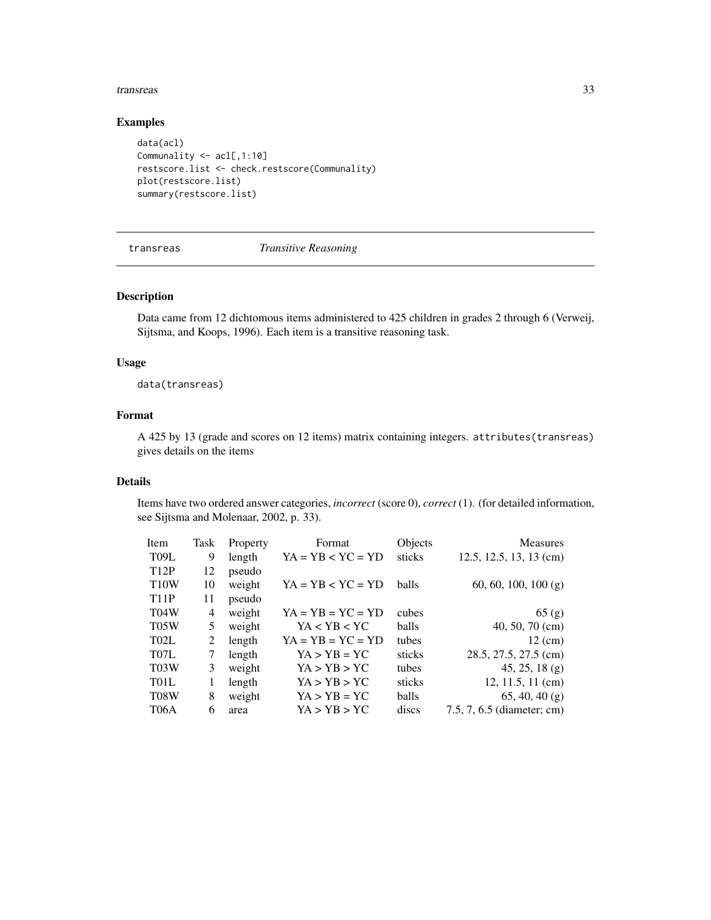## Examples

```
data(acl)
Communality <- acl[,1:10]
restscore.list <- check.restscore(Communality)
plot(restscore.list)
summary(restscore.list)
```

---

transsreas *Transitive Reasoning*

---

### Description

Data came from 12 dichtomous items administered to 425 children in grades 2 through 6 (Verweij, Sijtsma, and Koops, 1996). Each item is a transitive reasoning task.

### Usage

```
data(transreas)
```

### Format

A 425 by 13 (grade and scores on 12 items) matrix containing integers. `attributes(transreas)` gives details on the items

### Details

Items have two ordered answer categories, *incorrect* (score 0), *correct* (1). (for detailed information, see Sijtsma and Molenaar, 2002, p. 33).

| Item | Task | Property | Format | Objects | Measures |
|---|---|---|---|---|---|
| T09L | 9 | length | YA = YB < YC = YD | sticks | 12.5, 12.5, 13, 13 (cm) |
| T12P | 12 | pseudo | | | |
| T10W | 10 | weight | YA = YB < YC = YD | balls | 60, 60, 100, 100 (g) |
| T11P | 11 | pseudo | | | |
| T04W | 4 | weight | YA = YB = YC = YD | cubes | 65 (g) |
| T05W | 5 | weight | YA < YB < YC | balls | 40, 50, 70 (cm) |
| T02L | 2 | length | YA = YB = YC = YD | tubes | 12 (cm) |
| T07L | 7 | length | YA > YB = YC | sticks | 28.5, 27.5, 27.5 (cm) |
| T03W | 3 | weight | YA > YB > YC | tubes | 45, 25, 18 (g) |
| T01L | 1 | length | YA > YB > YC | sticks | 12, 11.5, 11 (cm) |
| T08W | 8 | weight | YA > YB = YC | balls | 65, 40, 40 (g) |
| T06A | 6 | area | YA > YB > YC | discs | 7.5, 7, 6.5 (diameter; cm) |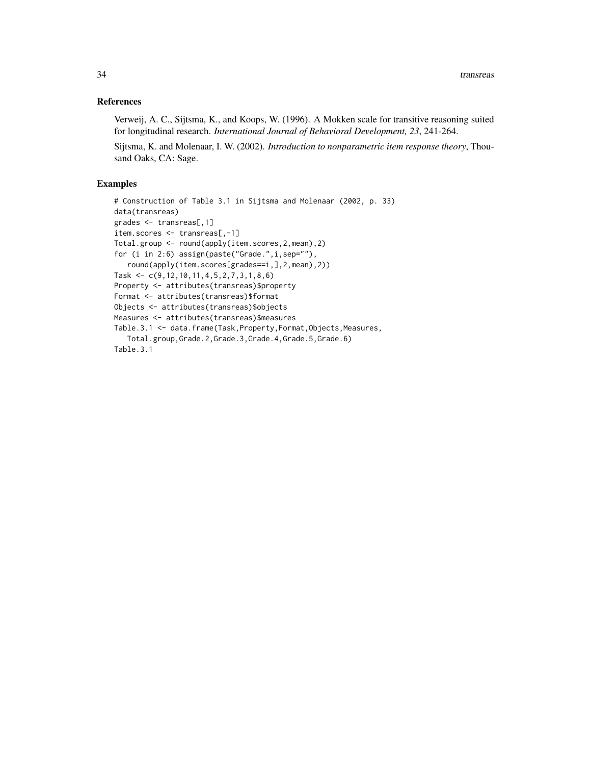## References

Verweij, A. C., Sijtsma, K., and Koops, W. (1996). A Mokken scale for transitive reasoning suited for longitudinal research. *International Journal of Behavioral Development, 23*, 241-264.

Sijtsma, K. and Molenaar, I. W. (2002). *Introduction to nonparametric item response theory*, Thousand Oaks, CA: Sage.

## Examples

```
# Construction of Table 3.1 in Sijtsma and Molenaar (2002, p. 33)
data(transreas)
grades <- transreas[,1]
item.scores <- transreas[,-1]
Total.group <- round(apply(item.scores,2,mean),2)
for (i in 2:6) assign(paste("Grade.",i,sep=""),
   round(apply(item.scores[grades==i,],2,mean),2))
Task <- c(9,12,10,11,4,5,2,7,3,1,8,6)
Property <- attributes(transreas)$property
Format <- attributes(transreas)$format
Objects <- attributes(transreas)$objects
Measures <- attributes(transreas)$measures
Table.3.1 <- data.frame(Task,Property,Format,Objects,Measures,
   Total.group,Grade.2,Grade.3,Grade.4,Grade.5,Grade.6)
Table.3.1
```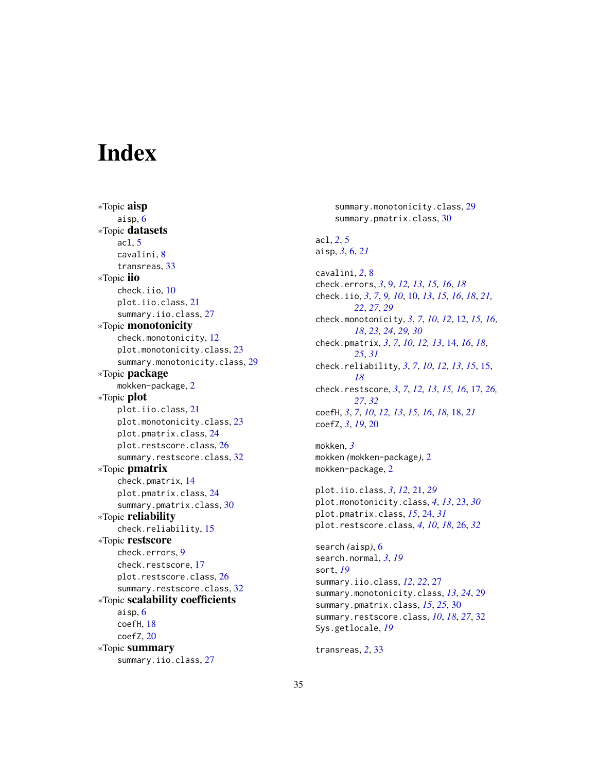# Index

*Topic **aisp**
- aisp, 6

*Topic **datasets**
- acl, 5
- cavalini, 8
- transreas, 33

*Topic **iio**
- check.iio, 10
- plot.iio.class, 21
- summary.iio.class, 27

*Topic **monotonicity**
- check.monotonicity, 12
- plot.monotonicity.class, 23
- summary.monotonicity.class, 29

*Topic **package**
- mokken-package, 2

*Topic **plot**
- plot.iio.class, 21
- plot.monotonicity.class, 23
- plot.pmatrix.class, 24
- plot.restscore.class, 26
- summary.restscore.class, 32

*Topic **pmatrix**
- check.pmatrix, 14
- plot.pmatrix.class, 24
- summary.pmatrix.class, 30

*Topic **reliability**
- check.reliability, 15

*Topic **restscore**
- check.errors, 9
- check.restscore, 17
- plot.restscore.class, 26
- summary.restscore.class, 32

*Topic **scalability coefficients**
- aisp, 6
- coefH, 18
- coefZ, 20

*Topic **summary**
- summary.iio.class, 27
- summary.monotonicity.class, 29
- summary.pmatrix.class, 30

acl, *2*, 5
aisp, *3*, 6, *21*

cavalini, *2*, 8
check.errors, *3*, 9, *12, 13*, *15, 16*, *18*
check.iio, *3*, *7*, *9, 10*, 10, *13*, *15, 16*, *18*, *21, 22*, *27*, *29*
check.monotonicity, *3*, *7*, *10*, *12*, 12, *15, 16*, *18*, *23, 24*, *29, 30*
check.pmatrix, *3*, *7*, *10*, *12, 13*, 14, *16*, *18*, *25*, *31*
check.reliability, *3*, *7*, *10*, *12, 13*, *15*, 15, *18*
check.restscore, *3*, *7*, *12, 13*, *15, 16*, 17, *26, 27*, *32*
coefH, *3*, *7*, *10*, *12, 13*, *15, 16*, *18*, 18, *21*
coefZ, *3*, *19*, 20

mokken, *3*
mokken *(*mokken-package*)*, 2
mokken-package, 2

plot.iio.class, *3*, *12*, 21, *29*
plot.monotonicity.class, *4*, *13*, 23, *30*
plot.pmatrix.class, *15*, 24, *31*
plot.restscore.class, *4*, *10*, *18*, 26, *32*

search *(*aisp*)*, 6
search.normal, *3*, *19*
sort, *19*
summary.iio.class, *12*, *22*, 27
summary.monotonicity.class, *13*, *24*, 29
summary.pmatrix.class, *15*, *25*, 30
summary.restscore.class, *10*, *18*, *27*, 32
Sys.getlocale, *19*

transreas, *2*, 33